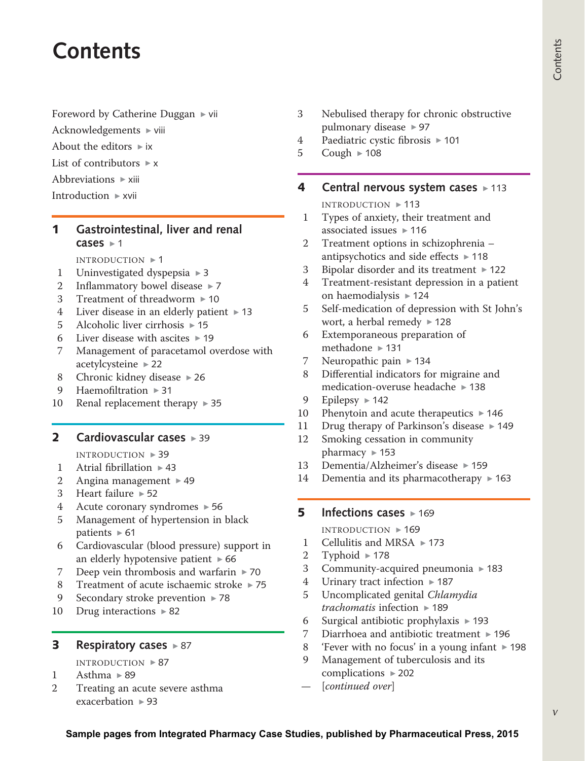# Contents

Foreword by Catherine Duggan ▸ vii

Acknowledgements ▸ viii

About the editors ▸ ix

List of contributors ▸ x

Abbreviations ▸ xiii

Introduction ▸ xvii

## 1 Gastrointestinal, liver and renal cases ▸ 1

INTRODUCTION ▸ 1

1. Uninvestigated dyspepsia ▸ 3
2. Inflammatory bowel disease ▸ 7
3. Treatment of threadworm ▸ 10
4. Liver disease in an elderly patient ▸ 13
5. Alcoholic liver cirrhosis ▸ 15
6. Liver disease with ascites ▸ 19
7. Management of paracetamol overdose with acetylcysteine ▸ 22
8. Chronic kidney disease ▸ 26
9. Haemofiltration ▸ 31
10. Renal replacement therapy ▸ 35

## 2 Cardiovascular cases ▸ 39

INTRODUCTION ▸ 39

1. Atrial fibrillation ▸ 43
2. Angina management ▸ 49
3. Heart failure ▸ 52
4. Acute coronary syndromes ▸ 56
5. Management of hypertension in black patients ▸ 61
6. Cardiovascular (blood pressure) support in an elderly hypotensive patient ▸ 66
7. Deep vein thrombosis and warfarin ▸ 70
8. Treatment of acute ischaemic stroke ▸ 75
9. Secondary stroke prevention ▸ 78
10. Drug interactions ▸ 82

## 3 Respiratory cases ▸ 87

INTRODUCTION ▸ 87

1. Asthma ▸ 89
2. Treating an acute severe asthma exacerbation ▸ 93
3. Nebulised therapy for chronic obstructive pulmonary disease ▸ 97
4. Paediatric cystic fibrosis ▸ 101
5. Cough ▸ 108

## 4 Central nervous system cases ▸ 113

INTRODUCTION ▸ 113

1. Types of anxiety, their treatment and associated issues ▸ 116
2. Treatment options in schizophrenia – antipsychotics and side effects ▸ 118
3. Bipolar disorder and its treatment ▸ 122
4. Treatment-resistant depression in a patient on haemodialysis ▸ 124
5. Self-medication of depression with St John's wort, a herbal remedy ▸ 128
6. Extemporaneous preparation of methadone ▸ 131
7. Neuropathic pain ▸ 134
8. Differential indicators for migraine and medication-overuse headache ▸ 138
9. Epilepsy ▸ 142
10. Phenytoin and acute therapeutics ▸ 146
11. Drug therapy of Parkinson's disease ▸ 149
12. Smoking cessation in community pharmacy ▸ 153
13. Dementia/Alzheimer's disease ▸ 159
14. Dementia and its pharmacotherapy ▸ 163

## 5 Infections cases ▸ 169

INTRODUCTION ▸ 169

1. Cellulitis and MRSA ▸ 173
2. Typhoid ▸ 178
3. Community-acquired pneumonia ▸ 183
4. Urinary tract infection ▸ 187
5. Uncomplicated genital *Chlamydia trachomatis* infection ▸ 189
6. Surgical antibiotic prophylaxis ▸ 193
7. Diarrhoea and antibiotic treatment ▸ 196
8. 'Fever with no focus' in a young infant ▸ 198
9. Management of tuberculosis and its complications ▸ 202

— [*continued over*]

**Sample pages from Integrated Pharmacy Case Studies, published by Pharmaceutical Press, 2015**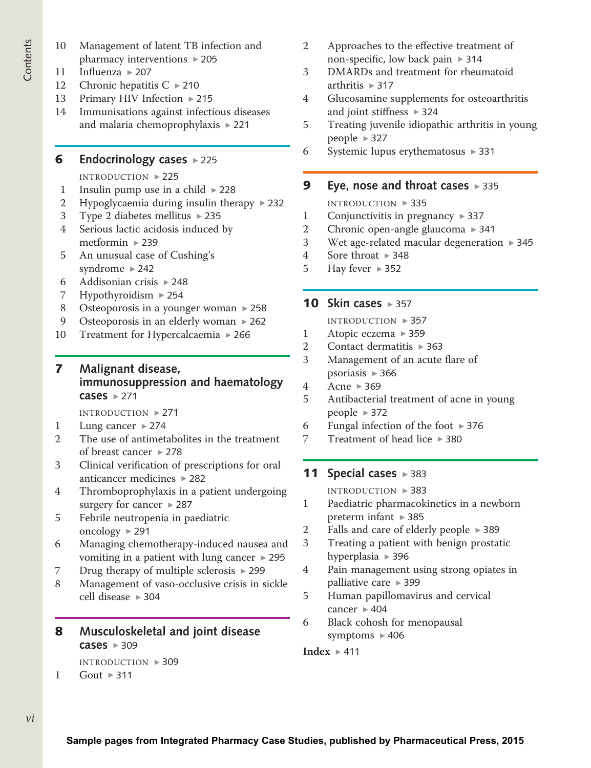10 Management of latent TB infection and pharmacy interventions ▸ 205
11 Influenza ▸ 207
12 Chronic hepatitis C ▸ 210
13 Primary HIV Infection ▸ 215
14 Immunisations against infectious diseases and malaria chemoprophylaxis ▸ 221

## 6 Endocrinology cases ▸ 225

INTRODUCTION ▸ 225

1 Insulin pump use in a child ▸ 228
2 Hypoglycaemia during insulin therapy ▸ 232
3 Type 2 diabetes mellitus ▸ 235
4 Serious lactic acidosis induced by metformin ▸ 239
5 An unusual case of Cushing's syndrome ▸ 242
6 Addisonian crisis ▸ 248
7 Hypothyroidism ▸ 254
8 Osteoporosis in a younger woman ▸ 258
9 Osteoporosis in an elderly woman ▸ 262
10 Treatment for Hypercalcaemia ▸ 266

## 7 Malignant disease, immunosuppression and haematology cases ▸ 271

INTRODUCTION ▸ 271

1 Lung cancer ▸ 274
2 The use of antimetabolites in the treatment of breast cancer ▸ 278
3 Clinical verification of prescriptions for oral anticancer medicines ▸ 282
4 Thromboprophylaxis in a patient undergoing surgery for cancer ▸ 287
5 Febrile neutropenia in paediatric oncology ▸ 291
6 Managing chemotherapy-induced nausea and vomiting in a patient with lung cancer ▸ 295
7 Drug therapy of multiple sclerosis ▸ 299
8 Management of vaso-occlusive crisis in sickle cell disease ▸ 304

## 8 Musculoskeletal and joint disease cases ▸ 309

INTRODUCTION ▸ 309

1 Gout ▸ 311
2 Approaches to the effective treatment of non-specific, low back pain ▸ 314
3 DMARDs and treatment for rheumatoid arthritis ▸ 317
4 Glucosamine supplements for osteoarthritis and joint stiffness ▸ 324
5 Treating juvenile idiopathic arthritis in young people ▸ 327
6 Systemic lupus erythematosus ▸ 331

## 9 Eye, nose and throat cases ▸ 335

INTRODUCTION ▸ 335

1 Conjunctivitis in pregnancy ▸ 337
2 Chronic open-angle glaucoma ▸ 341
3 Wet age-related macular degeneration ▸ 345
4 Sore throat ▸ 348
5 Hay fever ▸ 352

## 10 Skin cases ▸ 357

INTRODUCTION ▸ 357

1 Atopic eczema ▸ 359
2 Contact dermatitis ▸ 363
3 Management of an acute flare of psoriasis ▸ 366
4 Acne ▸ 369
5 Antibacterial treatment of acne in young people ▸ 372
6 Fungal infection of the foot ▸ 376
7 Treatment of head lice ▸ 380

## 11 Special cases ▸ 383

INTRODUCTION ▸ 383

1 Paediatric pharmacokinetics in a newborn preterm infant ▸ 385
2 Falls and care of elderly people ▸ 389
3 Treating a patient with benign prostatic hyperplasia ▸ 396
4 Pain management using strong opiates in palliative care ▸ 399
5 Human papillomavirus and cervical cancer ▸ 404
6 Black cohosh for menopausal symptoms ▸ 406

**Index** ▸ 411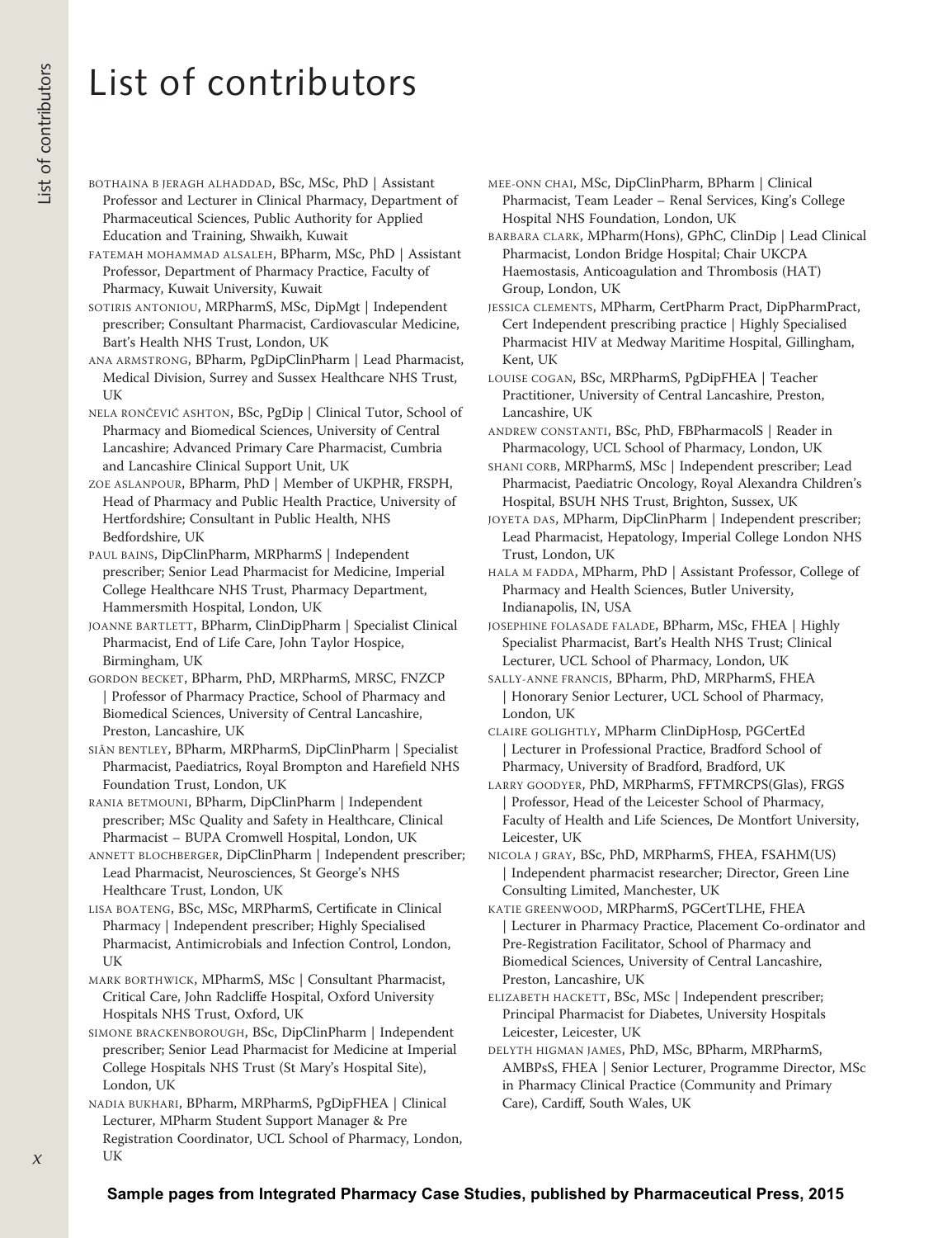# List of contributors

BOTHAINA B JERAGH ALHADDAD, BSc, MSc, PhD | Assistant Professor and Lecturer in Clinical Pharmacy, Department of Pharmaceutical Sciences, Public Authority for Applied Education and Training, Shwaikh, Kuwait

FATEMAH MOHAMMAD ALSALEH, BPharm, MSc, PhD | Assistant Professor, Department of Pharmacy Practice, Faculty of Pharmacy, Kuwait University, Kuwait

SOTIRIS ANTONIOU, MRPharmS, MSc, DipMgt | Independent prescriber; Consultant Pharmacist, Cardiovascular Medicine, Bart's Health NHS Trust, London, UK

ANA ARMSTRONG, BPharm, PgDipClinPharm | Lead Pharmacist, Medical Division, Surrey and Sussex Healthcare NHS Trust, UK

NELA RONČEVIĆ ASHTON, BSc, PgDip | Clinical Tutor, School of Pharmacy and Biomedical Sciences, University of Central Lancashire; Advanced Primary Care Pharmacist, Cumbria and Lancashire Clinical Support Unit, UK

ZOE ASLANPOUR, BPharm, PhD | Member of UKPHR, FRSPH, Head of Pharmacy and Public Health Practice, University of Hertfordshire; Consultant in Public Health, NHS Bedfordshire, UK

PAUL BAINS, DipClinPharm, MRPharmS | Independent prescriber; Senior Lead Pharmacist for Medicine, Imperial College Healthcare NHS Trust, Pharmacy Department, Hammersmith Hospital, London, UK

JOANNE BARTLETT, BPharm, ClinDipPharm | Specialist Clinical Pharmacist, End of Life Care, John Taylor Hospice, Birmingham, UK

GORDON BECKET, BPharm, PhD, MRPharmS, MRSC, FNZCP | Professor of Pharmacy Practice, School of Pharmacy and Biomedical Sciences, University of Central Lancashire, Preston, Lancashire, UK

SIÂN BENTLEY, BPharm, MRPharmS, DipClinPharm | Specialist Pharmacist, Paediatrics, Royal Brompton and Harefield NHS Foundation Trust, London, UK

RANIA BETMOUNI, BPharm, DipClinPharm | Independent prescriber; MSc Quality and Safety in Healthcare, Clinical Pharmacist – BUPA Cromwell Hospital, London, UK

ANNETT BLOCHBERGER, DipClinPharm | Independent prescriber; Lead Pharmacist, Neurosciences, St George's NHS Healthcare Trust, London, UK

LISA BOATENG, BSc, MSc, MRPharmS, Certificate in Clinical Pharmacy | Independent prescriber; Highly Specialised Pharmacist, Antimicrobials and Infection Control, London, UK

MARK BORTHWICK, MPharmS, MSc | Consultant Pharmacist, Critical Care, John Radcliffe Hospital, Oxford University Hospitals NHS Trust, Oxford, UK

SIMONE BRACKENBOROUGH, BSc, DipClinPharm | Independent prescriber; Senior Lead Pharmacist for Medicine at Imperial College Hospitals NHS Trust (St Mary's Hospital Site), London, UK

NADIA BUKHARI, BPharm, MRPharmS, PgDipFHEA | Clinical Lecturer, MPharm Student Support Manager & Pre Registration Coordinator, UCL School of Pharmacy, London, UK

MEE-ONN CHAI, MSc, DipClinPharm, BPharm | Clinical Pharmacist, Team Leader – Renal Services, King's College Hospital NHS Foundation, London, UK

BARBARA CLARK, MPharm(Hons), GPhC, ClinDip | Lead Clinical Pharmacist, London Bridge Hospital; Chair UKCPA Haemostasis, Anticoagulation and Thrombosis (HAT) Group, London, UK

JESSICA CLEMENTS, MPharm, CertPharm Pract, DipPharmPract, Cert Independent prescribing practice | Highly Specialised Pharmacist HIV at Medway Maritime Hospital, Gillingham, Kent, UK

LOUISE COGAN, BSc, MRPharmS, PgDipFHEA | Teacher Practitioner, University of Central Lancashire, Preston, Lancashire, UK

ANDREW CONSTANTI, BSc, PhD, FBPharmacolS | Reader in Pharmacology, UCL School of Pharmacy, London, UK

SHANI CORB, MRPharmS, MSc | Independent prescriber; Lead Pharmacist, Paediatric Oncology, Royal Alexandra Children's Hospital, BSUH NHS Trust, Brighton, Sussex, UK

JOYETA DAS, MPharm, DipClinPharm | Independent prescriber; Lead Pharmacist, Hepatology, Imperial College London NHS Trust, London, UK

HALA M FADDA, MPharm, PhD | Assistant Professor, College of Pharmacy and Health Sciences, Butler University, Indianapolis, IN, USA

JOSEPHINE FOLASADE FALADE, BPharm, MSc, FHEA | Highly Specialist Pharmacist, Bart's Health NHS Trust; Clinical Lecturer, UCL School of Pharmacy, London, UK

SALLY-ANNE FRANCIS, BPharm, PhD, MRPharmS, FHEA | Honorary Senior Lecturer, UCL School of Pharmacy, London, UK

CLAIRE GOLIGHTLY, MPharm ClinDipHosp, PGCertEd | Lecturer in Professional Practice, Bradford School of Pharmacy, University of Bradford, Bradford, UK

LARRY GOODYER, PhD, MRPharmS, FFTMRCPS(Glas), FRGS | Professor, Head of the Leicester School of Pharmacy, Faculty of Health and Life Sciences, De Montfort University, Leicester, UK

NICOLA J GRAY, BSc, PhD, MRPharmS, FHEA, FSAHM(US) | Independent pharmacist researcher; Director, Green Line Consulting Limited, Manchester, UK

KATIE GREENWOOD, MRPharmS, PGCertTLHE, FHEA | Lecturer in Pharmacy Practice, Placement Co-ordinator and Pre-Registration Facilitator, School of Pharmacy and Biomedical Sciences, University of Central Lancashire, Preston, Lancashire, UK

ELIZABETH HACKETT, BSc, MSc | Independent prescriber; Principal Pharmacist for Diabetes, University Hospitals Leicester, Leicester, UK

DELYTH HIGMAN JAMES, PhD, MSc, BPharm, MRPharmS, AMBPsS, FHEA | Senior Lecturer, Programme Director, MSc in Pharmacy Clinical Practice (Community and Primary Care), Cardiff, South Wales, UK

**Sample pages from Integrated Pharmacy Case Studies, published by Pharmaceutical Press, 2015**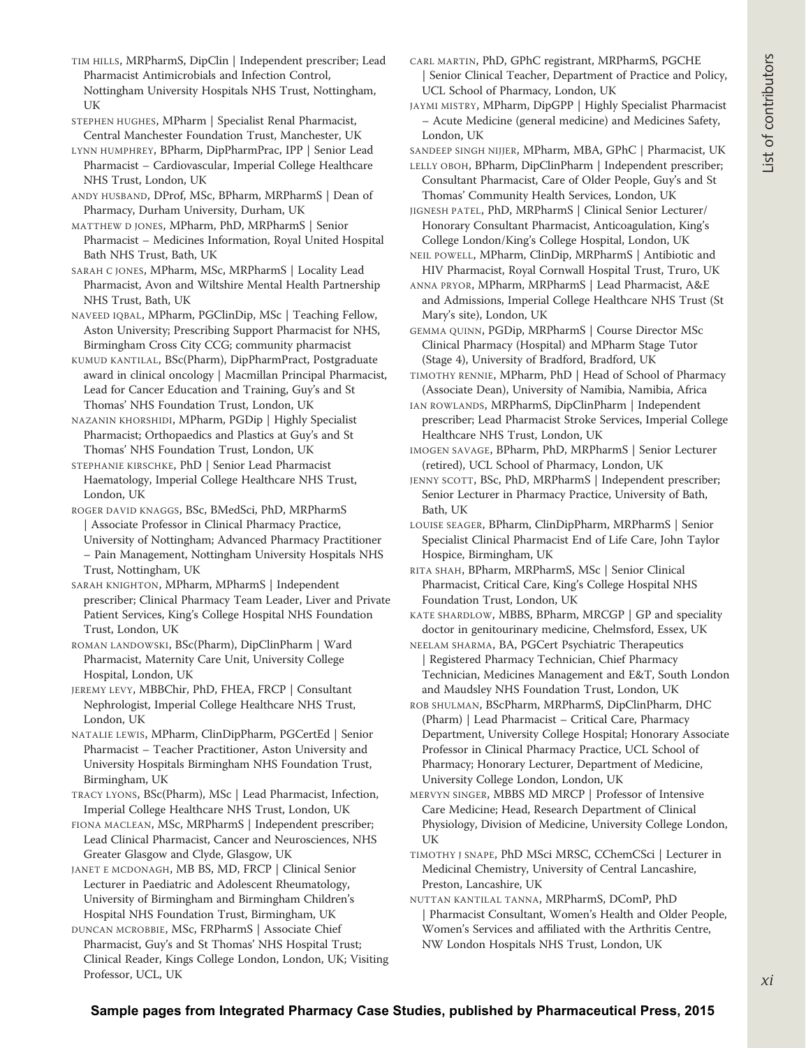TIM HILLS, MRPharmS, DipClin | Independent prescriber; Lead Pharmacist Antimicrobials and Infection Control, Nottingham University Hospitals NHS Trust, Nottingham, UK

STEPHEN HUGHES, MPharm | Specialist Renal Pharmacist, Central Manchester Foundation Trust, Manchester, UK

LYNN HUMPHREY, BPharm, DipPharmPrac, IPP | Senior Lead Pharmacist – Cardiovascular, Imperial College Healthcare NHS Trust, London, UK

ANDY HUSBAND, DProf, MSc, BPharm, MRPharmS | Dean of Pharmacy, Durham University, Durham, UK

MATTHEW D JONES, MPharm, PhD, MRPharmS | Senior Pharmacist – Medicines Information, Royal United Hospital Bath NHS Trust, Bath, UK

SARAH C JONES, MPharm, MSc, MRPharmS | Locality Lead Pharmacist, Avon and Wiltshire Mental Health Partnership NHS Trust, Bath, UK

NAVEED IQBAL, MPharm, PGClinDip, MSc | Teaching Fellow, Aston University; Prescribing Support Pharmacist for NHS, Birmingham Cross City CCG; community pharmacist

KUMUD KANTILAL, BSc(Pharm), DipPharmPract, Postgraduate award in clinical oncology | Macmillan Principal Pharmacist, Lead for Cancer Education and Training, Guy's and St Thomas' NHS Foundation Trust, London, UK

NAZANIN KHORSHIDI, MPharm, PGDip | Highly Specialist Pharmacist; Orthopaedics and Plastics at Guy's and St Thomas' NHS Foundation Trust, London, UK

STEPHANIE KIRSCHKE, PhD | Senior Lead Pharmacist Haematology, Imperial College Healthcare NHS Trust, London, UK

ROGER DAVID KNAGGS, BSc, BMedSci, PhD, MRPharmS | Associate Professor in Clinical Pharmacy Practice, University of Nottingham; Advanced Pharmacy Practitioner – Pain Management, Nottingham University Hospitals NHS Trust, Nottingham, UK

SARAH KNIGHTON, MPharm, MPharmS | Independent prescriber; Clinical Pharmacy Team Leader, Liver and Private Patient Services, King's College Hospital NHS Foundation Trust, London, UK

ROMAN LANDOWSKI, BSc(Pharm), DipClinPharm | Ward Pharmacist, Maternity Care Unit, University College Hospital, London, UK

JEREMY LEVY, MBBChir, PhD, FHEA, FRCP | Consultant Nephrologist, Imperial College Healthcare NHS Trust, London, UK

NATALIE LEWIS, MPharm, ClinDipPharm, PGCertEd | Senior Pharmacist – Teacher Practitioner, Aston University and University Hospitals Birmingham NHS Foundation Trust, Birmingham, UK

TRACY LYONS, BSc(Pharm), MSc | Lead Pharmacist, Infection, Imperial College Healthcare NHS Trust, London, UK

FIONA MACLEAN, MSc, MRPharmS | Independent prescriber; Lead Clinical Pharmacist, Cancer and Neurosciences, NHS Greater Glasgow and Clyde, Glasgow, UK

JANET E MCDONAGH, MB BS, MD, FRCP | Clinical Senior Lecturer in Paediatric and Adolescent Rheumatology, University of Birmingham and Birmingham Children's Hospital NHS Foundation Trust, Birmingham, UK

DUNCAN MCROBBIE, MSc, FRPharmS | Associate Chief Pharmacist, Guy's and St Thomas' NHS Hospital Trust; Clinical Reader, Kings College London, London, UK; Visiting Professor, UCL, UK

CARL MARTIN, PhD, GPhC registrant, MRPharmS, PGCHE | Senior Clinical Teacher, Department of Practice and Policy, UCL School of Pharmacy, London, UK

JAYMI MISTRY, MPharm, DipGPP | Highly Specialist Pharmacist – Acute Medicine (general medicine) and Medicines Safety, London, UK

SANDEEP SINGH NIJJER, MPharm, MBA, GPhC | Pharmacist, UK

LELLY OBOH, BPharm, DipClinPharm | Independent prescriber; Consultant Pharmacist, Care of Older People, Guy's and St Thomas' Community Health Services, London, UK

JIGNESH PATEL, PhD, MRPharmS | Clinical Senior Lecturer/ Honorary Consultant Pharmacist, Anticoagulation, King's College London/King's College Hospital, London, UK

NEIL POWELL, MPharm, ClinDip, MRPharmS | Antibiotic and HIV Pharmacist, Royal Cornwall Hospital Trust, Truro, UK

ANNA PRYOR, MPharm, MRPharmS | Lead Pharmacist, A&E and Admissions, Imperial College Healthcare NHS Trust (St Mary's site), London, UK

GEMMA QUINN, PGDip, MRPharmS | Course Director MSc Clinical Pharmacy (Hospital) and MPharm Stage Tutor (Stage 4), University of Bradford, Bradford, UK

TIMOTHY RENNIE, MPharm, PhD | Head of School of Pharmacy (Associate Dean), University of Namibia, Namibia, Africa

IAN ROWLANDS, MRPharmS, DipClinPharm | Independent prescriber; Lead Pharmacist Stroke Services, Imperial College Healthcare NHS Trust, London, UK

IMOGEN SAVAGE, BPharm, PhD, MRPharmS | Senior Lecturer (retired), UCL School of Pharmacy, London, UK

JENNY SCOTT, BSc, PhD, MRPharmS | Independent prescriber; Senior Lecturer in Pharmacy Practice, University of Bath, Bath, UK

LOUISE SEAGER, BPharm, ClinDipPharm, MRPharmS | Senior Specialist Clinical Pharmacist End of Life Care, John Taylor Hospice, Birmingham, UK

RITA SHAH, BPharm, MRPharmS, MSc | Senior Clinical Pharmacist, Critical Care, King's College Hospital NHS Foundation Trust, London, UK

KATE SHARDLOW, MBBS, BPharm, MRCGP | GP and speciality doctor in genitourinary medicine, Chelmsford, Essex, UK

NEELAM SHARMA, BA, PGCert Psychiatric Therapeutics | Registered Pharmacy Technician, Chief Pharmacy Technician, Medicines Management and E&T, South London and Maudsley NHS Foundation Trust, London, UK

ROB SHULMAN, BScPharm, MRPharmS, DipClinPharm, DHC (Pharm) | Lead Pharmacist – Critical Care, Pharmacy Department, University College Hospital; Honorary Associate Professor in Clinical Pharmacy Practice, UCL School of Pharmacy; Honorary Lecturer, Department of Medicine, University College London, London, UK

MERVYN SINGER, MBBS MD MRCP | Professor of Intensive Care Medicine; Head, Research Department of Clinical Physiology, Division of Medicine, University College London, UK

TIMOTHY J SNAPE, PhD MSci MRSC, CChemCSci | Lecturer in Medicinal Chemistry, University of Central Lancashire, Preston, Lancashire, UK

NUTTAN KANTILAL TANNA, MRPharmS, DComP, PhD | Pharmacist Consultant, Women's Health and Older People, Women's Services and affiliated with the Arthritis Centre, NW London Hospitals NHS Trust, London, UK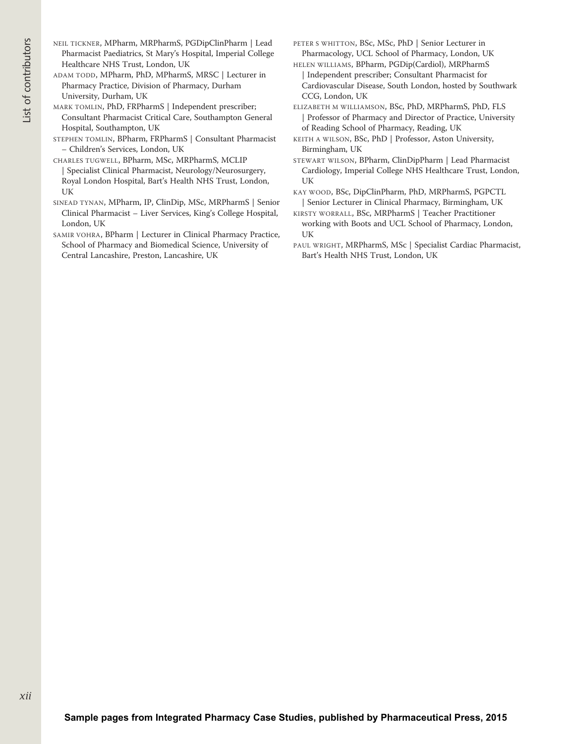NEIL TICKNER, MPharm, MRPharmS, PGDipClinPharm | Lead Pharmacist Paediatrics, St Mary's Hospital, Imperial College Healthcare NHS Trust, London, UK

ADAM TODD, MPharm, PhD, MPharmS, MRSC | Lecturer in Pharmacy Practice, Division of Pharmacy, Durham University, Durham, UK

MARK TOMLIN, PhD, FRPharmS | Independent prescriber; Consultant Pharmacist Critical Care, Southampton General Hospital, Southampton, UK

STEPHEN TOMLIN, BPharm, FRPharmS | Consultant Pharmacist – Children's Services, London, UK

CHARLES TUGWELL, BPharm, MSc, MRPharmS, MCLIP | Specialist Clinical Pharmacist, Neurology/Neurosurgery, Royal London Hospital, Bart's Health NHS Trust, London, UK

SINEAD TYNAN, MPharm, IP, ClinDip, MSc, MRPharmS | Senior Clinical Pharmacist – Liver Services, King's College Hospital, London, UK

SAMIR VOHRA, BPharm | Lecturer in Clinical Pharmacy Practice, School of Pharmacy and Biomedical Science, University of Central Lancashire, Preston, Lancashire, UK

PETER S WHITTON, BSc, MSc, PhD | Senior Lecturer in Pharmacology, UCL School of Pharmacy, London, UK

HELEN WILLIAMS, BPharm, PGDip(Cardiol), MRPharmS | Independent prescriber; Consultant Pharmacist for Cardiovascular Disease, South London, hosted by Southwark CCG, London, UK

ELIZABETH M WILLIAMSON, BSc, PhD, MRPharmS, PhD, FLS | Professor of Pharmacy and Director of Practice, University of Reading School of Pharmacy, Reading, UK

KEITH A WILSON, BSc, PhD | Professor, Aston University, Birmingham, UK

STEWART WILSON, BPharm, ClinDipPharm | Lead Pharmacist Cardiology, Imperial College NHS Healthcare Trust, London, UK

KAY WOOD, BSc, DipClinPharm, PhD, MRPharmS, PGPCTL | Senior Lecturer in Clinical Pharmacy, Birmingham, UK

KIRSTY WORRALL, BSc, MRPharmS | Teacher Practitioner working with Boots and UCL School of Pharmacy, London, UK

PAUL WRIGHT, MRPharmS, MSc | Specialist Cardiac Pharmacist, Bart's Health NHS Trust, London, UK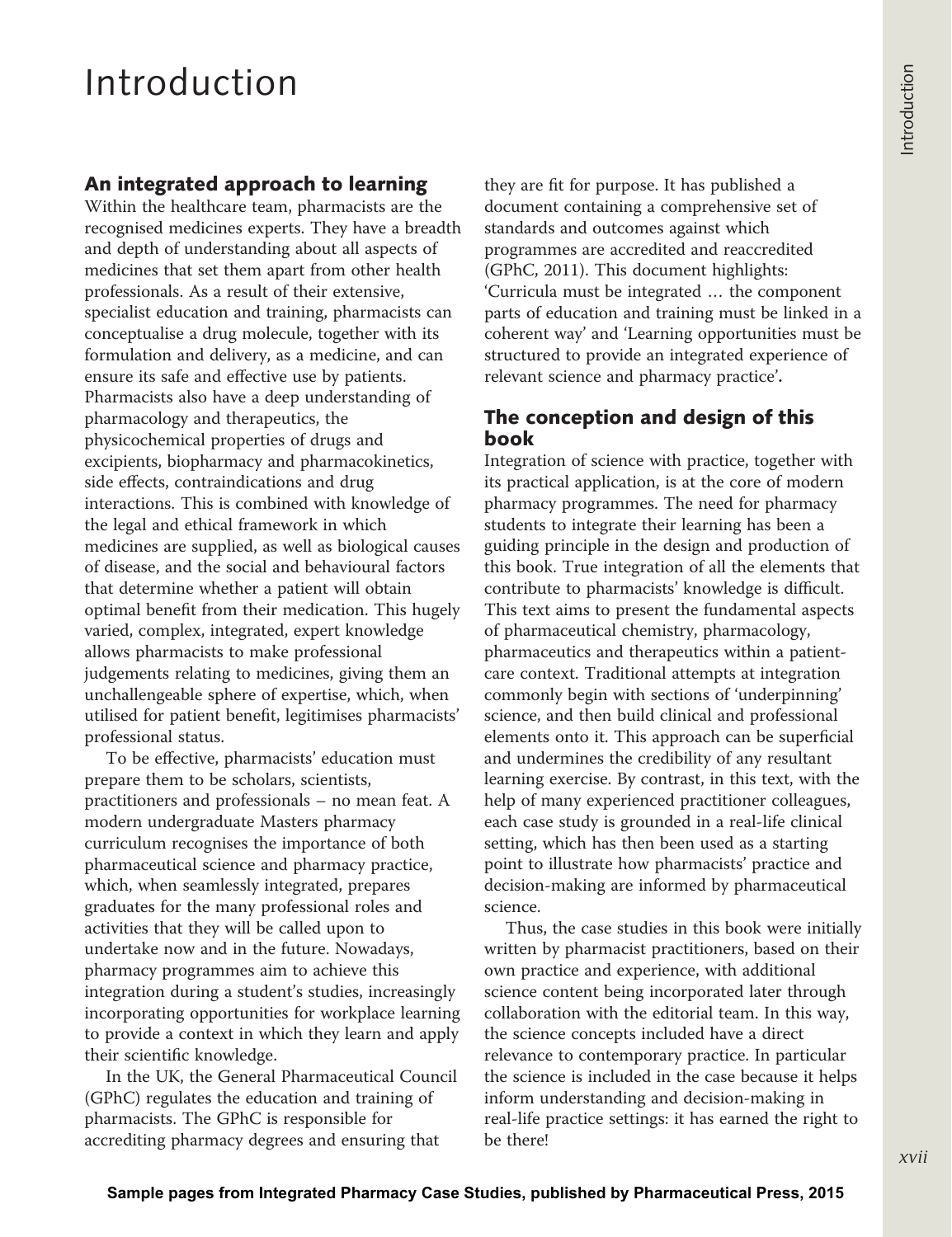# Introduction

## An integrated approach to learning

Within the healthcare team, pharmacists are the recognised medicines experts. They have a breadth and depth of understanding about all aspects of medicines that set them apart from other health professionals. As a result of their extensive, specialist education and training, pharmacists can conceptualise a drug molecule, together with its formulation and delivery, as a medicine, and can ensure its safe and effective use by patients. Pharmacists also have a deep understanding of pharmacology and therapeutics, the physicochemical properties of drugs and excipients, biopharmacy and pharmacokinetics, side effects, contraindications and drug interactions. This is combined with knowledge of the legal and ethical framework in which medicines are supplied, as well as biological causes of disease, and the social and behavioural factors that determine whether a patient will obtain optimal benefit from their medication. This hugely varied, complex, integrated, expert knowledge allows pharmacists to make professional judgements relating to medicines, giving them an unchallengeable sphere of expertise, which, when utilised for patient benefit, legitimises pharmacists' professional status.

To be effective, pharmacists' education must prepare them to be scholars, scientists, practitioners and professionals – no mean feat. A modern undergraduate Masters pharmacy curriculum recognises the importance of both pharmaceutical science and pharmacy practice, which, when seamlessly integrated, prepares graduates for the many professional roles and activities that they will be called upon to undertake now and in the future. Nowadays, pharmacy programmes aim to achieve this integration during a student's studies, increasingly incorporating opportunities for workplace learning to provide a context in which they learn and apply their scientific knowledge.

In the UK, the General Pharmaceutical Council (GPhC) regulates the education and training of pharmacists. The GPhC is responsible for accrediting pharmacy degrees and ensuring that they are fit for purpose. It has published a document containing a comprehensive set of standards and outcomes against which programmes are accredited and reaccredited (GPhC, 2011). This document highlights: 'Curricula must be integrated … the component parts of education and training must be linked in a coherent way' and 'Learning opportunities must be structured to provide an integrated experience of relevant science and pharmacy practice'.

## The conception and design of this book

Integration of science with practice, together with its practical application, is at the core of modern pharmacy programmes. The need for pharmacy students to integrate their learning has been a guiding principle in the design and production of this book. True integration of all the elements that contribute to pharmacists' knowledge is difficult. This text aims to present the fundamental aspects of pharmaceutical chemistry, pharmacology, pharmaceutics and therapeutics within a patient-care context. Traditional attempts at integration commonly begin with sections of 'underpinning' science, and then build clinical and professional elements onto it. This approach can be superficial and undermines the credibility of any resultant learning exercise. By contrast, in this text, with the help of many experienced practitioner colleagues, each case study is grounded in a real-life clinical setting, which has then been used as a starting point to illustrate how pharmacists' practice and decision-making are informed by pharmaceutical science.

Thus, the case studies in this book were initially written by pharmacist practitioners, based on their own practice and experience, with additional science content being incorporated later through collaboration with the editorial team. In this way, the science concepts included have a direct relevance to contemporary practice. In particular the science is included in the case because it helps inform understanding and decision-making in real-life practice settings: it has earned the right to be there!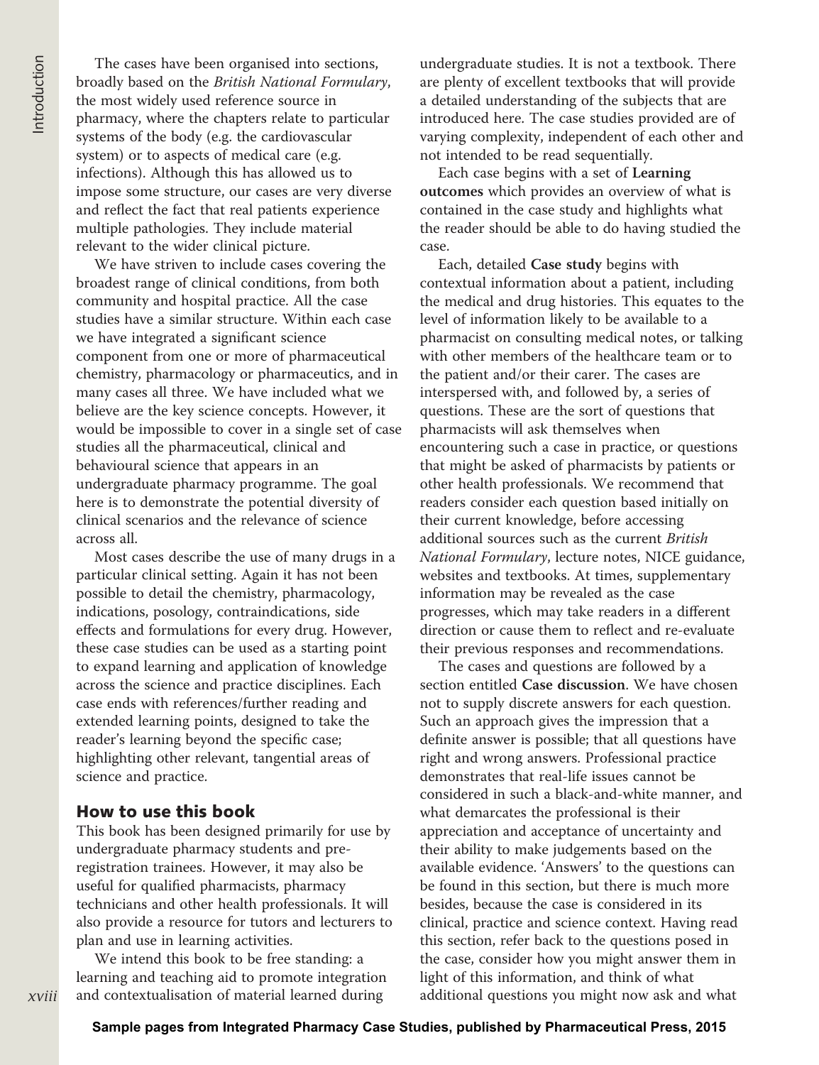The cases have been organised into sections, broadly based on the *British National Formulary*, the most widely used reference source in pharmacy, where the chapters relate to particular systems of the body (e.g. the cardiovascular system) or to aspects of medical care (e.g. infections). Although this has allowed us to impose some structure, our cases are very diverse and reflect the fact that real patients experience multiple pathologies. They include material relevant to the wider clinical picture.

We have striven to include cases covering the broadest range of clinical conditions, from both community and hospital practice. All the case studies have a similar structure. Within each case we have integrated a significant science component from one or more of pharmaceutical chemistry, pharmacology or pharmaceutics, and in many cases all three. We have included what we believe are the key science concepts. However, it would be impossible to cover in a single set of case studies all the pharmaceutical, clinical and behavioural science that appears in an undergraduate pharmacy programme. The goal here is to demonstrate the potential diversity of clinical scenarios and the relevance of science across all.

Most cases describe the use of many drugs in a particular clinical setting. Again it has not been possible to detail the chemistry, pharmacology, indications, posology, contraindications, side effects and formulations for every drug. However, these case studies can be used as a starting point to expand learning and application of knowledge across the science and practice disciplines. Each case ends with references/further reading and extended learning points, designed to take the reader's learning beyond the specific case; highlighting other relevant, tangential areas of science and practice.

## How to use this book

This book has been designed primarily for use by undergraduate pharmacy students and pre-registration trainees. However, it may also be useful for qualified pharmacists, pharmacy technicians and other health professionals. It will also provide a resource for tutors and lecturers to plan and use in learning activities.

We intend this book to be free standing: a learning and teaching aid to promote integration and contextualisation of material learned during undergraduate studies. It is not a textbook. There are plenty of excellent textbooks that will provide a detailed understanding of the subjects that are introduced here. The case studies provided are of varying complexity, independent of each other and not intended to be read sequentially.

Each case begins with a set of **Learning outcomes** which provides an overview of what is contained in the case study and highlights what the reader should be able to do having studied the case.

Each, detailed **Case study** begins with contextual information about a patient, including the medical and drug histories. This equates to the level of information likely to be available to a pharmacist on consulting medical notes, or talking with other members of the healthcare team or to the patient and/or their carer. The cases are interspersed with, and followed by, a series of questions. These are the sort of questions that pharmacists will ask themselves when encountering such a case in practice, or questions that might be asked of pharmacists by patients or other health professionals. We recommend that readers consider each question based initially on their current knowledge, before accessing additional sources such as the current *British National Formulary*, lecture notes, NICE guidance, websites and textbooks. At times, supplementary information may be revealed as the case progresses, which may take readers in a different direction or cause them to reflect and re-evaluate their previous responses and recommendations.

The cases and questions are followed by a section entitled **Case discussion**. We have chosen not to supply discrete answers for each question. Such an approach gives the impression that a definite answer is possible; that all questions have right and wrong answers. Professional practice demonstrates that real-life issues cannot be considered in such a black-and-white manner, and what demarcates the professional is their appreciation and acceptance of uncertainty and their ability to make judgements based on the available evidence. 'Answers' to the questions can be found in this section, but there is much more besides, because the case is considered in its clinical, practice and science context. Having read this section, refer back to the questions posed in the case, consider how you might answer them in light of this information, and think of what additional questions you might now ask and what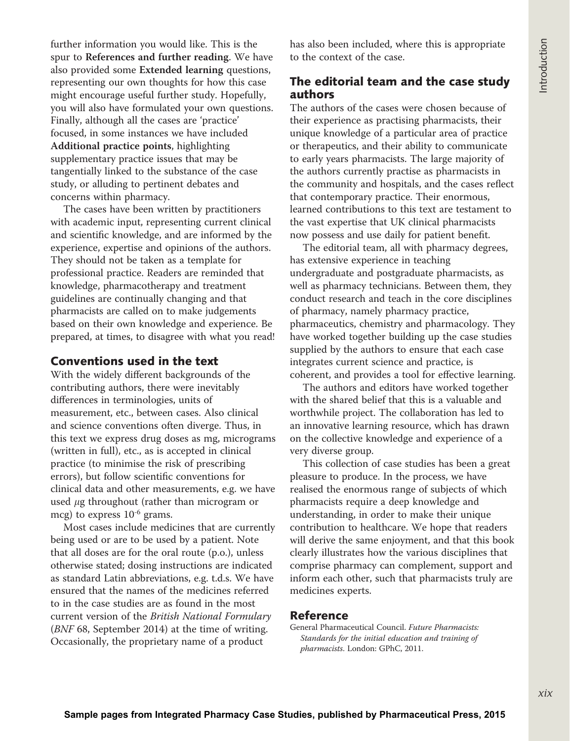further information you would like. This is the spur to **References and further reading**. We have also provided some **Extended learning** questions, representing our own thoughts for how this case might encourage useful further study. Hopefully, you will also have formulated your own questions. Finally, although all the cases are 'practice' focused, in some instances we have included **Additional practice points**, highlighting supplementary practice issues that may be tangentially linked to the substance of the case study, or alluding to pertinent debates and concerns within pharmacy.

The cases have been written by practitioners with academic input, representing current clinical and scientific knowledge, and are informed by the experience, expertise and opinions of the authors. They should not be taken as a template for professional practice. Readers are reminded that knowledge, pharmacotherapy and treatment guidelines are continually changing and that pharmacists are called on to make judgements based on their own knowledge and experience. Be prepared, at times, to disagree with what you read!

## Conventions used in the text

With the widely different backgrounds of the contributing authors, there were inevitably differences in terminologies, units of measurement, etc., between cases. Also clinical and science conventions often diverge. Thus, in this text we express drug doses as mg, micrograms (written in full), etc., as is accepted in clinical practice (to minimise the risk of prescribing errors), but follow scientific conventions for clinical data and other measurements, e.g. we have used $\mu$g throughout (rather than microgram or mcg) to express $10^{-6}$ grams.

Most cases include medicines that are currently being used or are to be used by a patient. Note that all doses are for the oral route (p.o.), unless otherwise stated; dosing instructions are indicated as standard Latin abbreviations, e.g. t.d.s. We have ensured that the names of the medicines referred to in the case studies are as found in the most current version of the *British National Formulary* (*BNF* 68, September 2014) at the time of writing. Occasionally, the proprietary name of a product has also been included, where this is appropriate to the context of the case.

## The editorial team and the case study authors

The authors of the cases were chosen because of their experience as practising pharmacists, their unique knowledge of a particular area of practice or therapeutics, and their ability to communicate to early years pharmacists. The large majority of the authors currently practise as pharmacists in the community and hospitals, and the cases reflect that contemporary practice. Their enormous, learned contributions to this text are testament to the vast expertise that UK clinical pharmacists now possess and use daily for patient benefit.

The editorial team, all with pharmacy degrees, has extensive experience in teaching undergraduate and postgraduate pharmacists, as well as pharmacy technicians. Between them, they conduct research and teach in the core disciplines of pharmacy, namely pharmacy practice, pharmaceutics, chemistry and pharmacology. They have worked together building up the case studies supplied by the authors to ensure that each case integrates current science and practice, is coherent, and provides a tool for effective learning.

The authors and editors have worked together with the shared belief that this is a valuable and worthwhile project. The collaboration has led to an innovative learning resource, which has drawn on the collective knowledge and experience of a very diverse group.

This collection of case studies has been a great pleasure to produce. In the process, we have realised the enormous range of subjects of which pharmacists require a deep knowledge and understanding, in order to make their unique contribution to healthcare. We hope that readers will derive the same enjoyment, and that this book clearly illustrates how the various disciplines that comprise pharmacy can complement, support and inform each other, such that pharmacists truly are medicines experts.

## Reference

General Pharmaceutical Council. *Future Pharmacists: Standards for the initial education and training of pharmacists*. London: GPhC, 2011.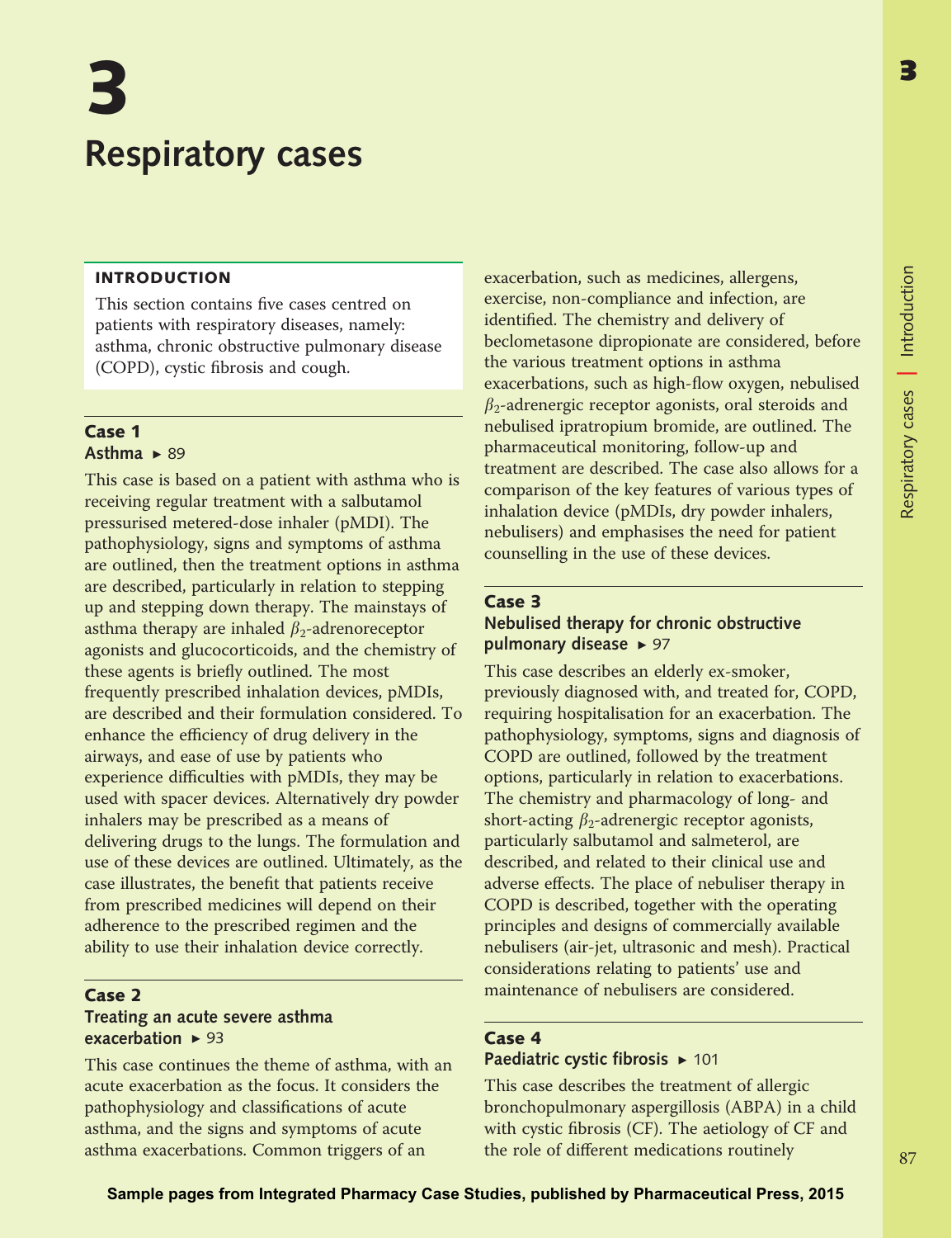# 3

# Respiratory cases

## INTRODUCTION

This section contains five cases centred on patients with respiratory diseases, namely: asthma, chronic obstructive pulmonary disease (COPD), cystic fibrosis and cough.

### Case 1

**Asthma ► 89**

This case is based on a patient with asthma who is receiving regular treatment with a salbutamol pressurised metered-dose inhaler (pMDI). The pathophysiology, signs and symptoms of asthma are outlined, then the treatment options in asthma are described, particularly in relation to stepping up and stepping down therapy. The mainstays of asthma therapy are inhaled $\beta_2$-adrenoreceptor agonists and glucocorticoids, and the chemistry of these agents is briefly outlined. The most frequently prescribed inhalation devices, pMDIs, are described and their formulation considered. To enhance the efficiency of drug delivery in the airways, and ease of use by patients who experience difficulties with pMDIs, they may be used with spacer devices. Alternatively dry powder inhalers may be prescribed as a means of delivering drugs to the lungs. The formulation and use of these devices are outlined. Ultimately, as the case illustrates, the benefit that patients receive from prescribed medicines will depend on their adherence to the prescribed regimen and the ability to use their inhalation device correctly.

### Case 2

**Treating an acute severe asthma exacerbation ► 93**

This case continues the theme of asthma, with an acute exacerbation as the focus. It considers the pathophysiology and classifications of acute asthma, and the signs and symptoms of acute asthma exacerbations. Common triggers of an exacerbation, such as medicines, allergens, exercise, non-compliance and infection, are identified. The chemistry and delivery of beclometasone dipropionate are considered, before the various treatment options in asthma exacerbations, such as high-flow oxygen, nebulised $\beta_2$-adrenergic receptor agonists, oral steroids and nebulised ipratropium bromide, are outlined. The pharmaceutical monitoring, follow-up and treatment are described. The case also allows for a comparison of the key features of various types of inhalation device (pMDIs, dry powder inhalers, nebulisers) and emphasises the need for patient counselling in the use of these devices.

### Case 3

**Nebulised therapy for chronic obstructive pulmonary disease ► 97**

This case describes an elderly ex-smoker, previously diagnosed with, and treated for, COPD, requiring hospitalisation for an exacerbation. The pathophysiology, symptoms, signs and diagnosis of COPD are outlined, followed by the treatment options, particularly in relation to exacerbations. The chemistry and pharmacology of long- and short-acting $\beta_2$-adrenergic receptor agonists, particularly salbutamol and salmeterol, are described, and related to their clinical use and adverse effects. The place of nebuliser therapy in COPD is described, together with the operating principles and designs of commercially available nebulisers (air-jet, ultrasonic and mesh). Practical considerations relating to patients' use and maintenance of nebulisers are considered.

### Case 4

**Paediatric cystic fibrosis ► 101**

This case describes the treatment of allergic bronchopulmonary aspergillosis (ABPA) in a child with cystic fibrosis (CF). The aetiology of CF and the role of different medications routinely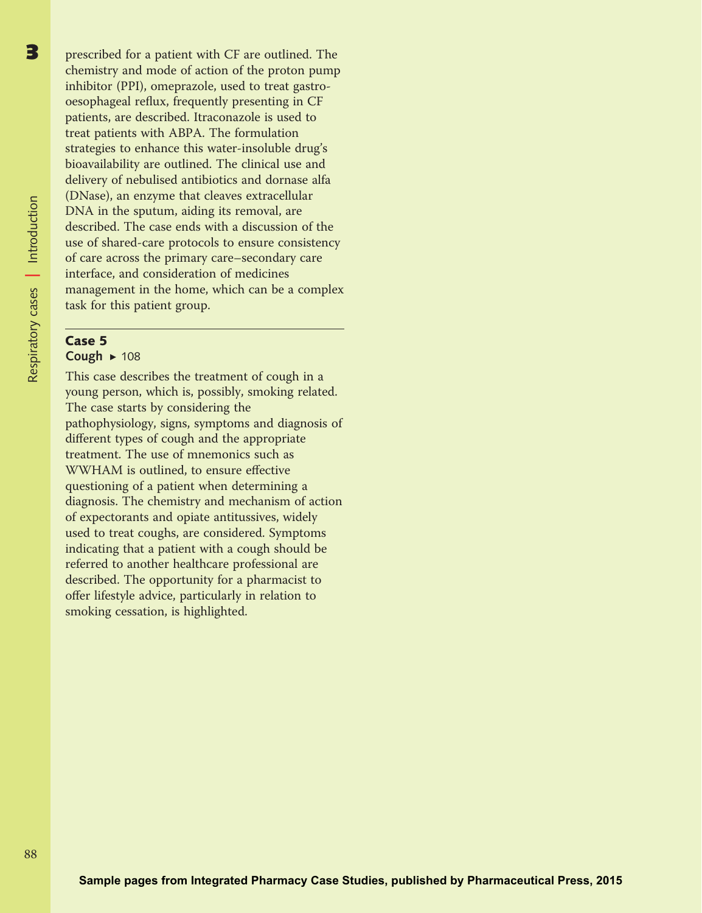prescribed for a patient with CF are outlined. The chemistry and mode of action of the proton pump inhibitor (PPI), omeprazole, used to treat gastro-oesophageal reflux, frequently presenting in CF patients, are described. Itraconazole is used to treat patients with ABPA. The formulation strategies to enhance this water-insoluble drug's bioavailability are outlined. The clinical use and delivery of nebulised antibiotics and dornase alfa (DNase), an enzyme that cleaves extracellular DNA in the sputum, aiding its removal, are described. The case ends with a discussion of the use of shared-care protocols to ensure consistency of care across the primary care–secondary care interface, and consideration of medicines management in the home, which can be a complex task for this patient group.

---

## Case 5

**Cough** ▸ 108

This case describes the treatment of cough in a young person, which is, possibly, smoking related. The case starts by considering the pathophysiology, signs, symptoms and diagnosis of different types of cough and the appropriate treatment. The use of mnemonics such as WWHAM is outlined, to ensure effective questioning of a patient when determining a diagnosis. The chemistry and mechanism of action of expectorants and opiate antitussives, widely used to treat coughs, are considered. Symptoms indicating that a patient with a cough should be referred to another healthcare professional are described. The opportunity for a pharmacist to offer lifestyle advice, particularly in relation to smoking cessation, is highlighted.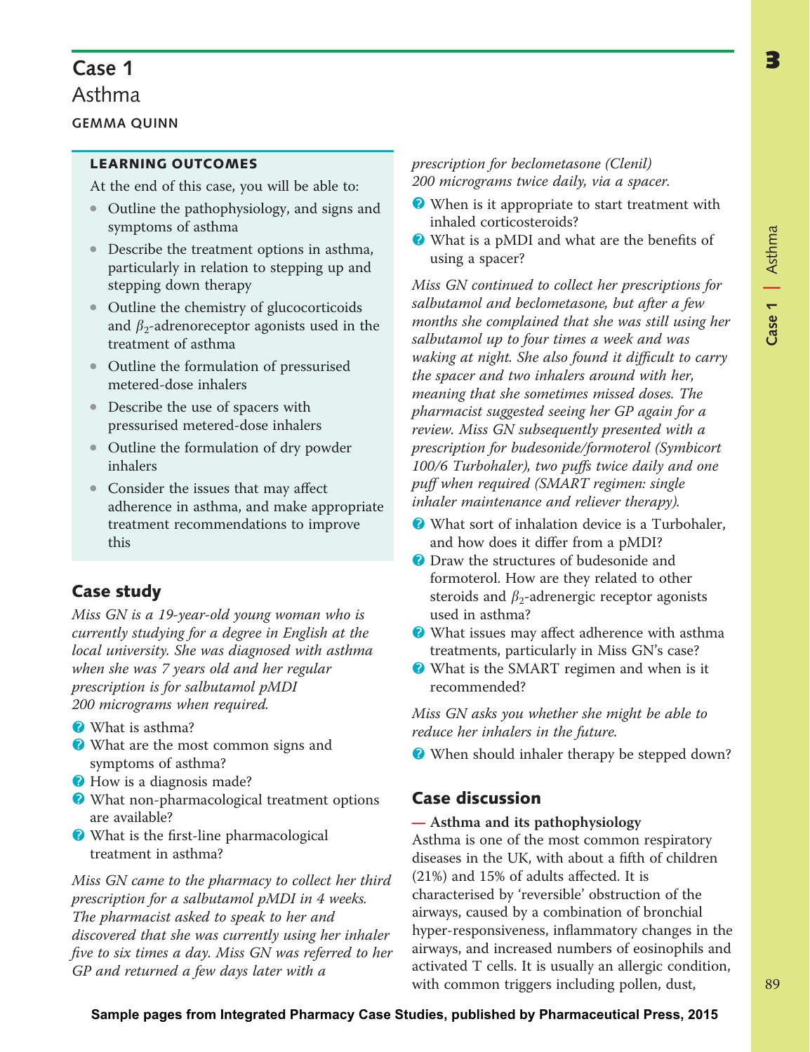# Case 1

## Asthma

GEMMA QUINN

### LEARNING OUTCOMES

At the end of this case, you will be able to:

- Outline the pathophysiology, and signs and symptoms of asthma
- Describe the treatment options in asthma, particularly in relation to stepping up and stepping down therapy
- Outline the chemistry of glucocorticoids and $\beta_2$-adrenoreceptor agonists used in the treatment of asthma
- Outline the formulation of pressurised metered-dose inhalers
- Describe the use of spacers with pressurised metered-dose inhalers
- Outline the formulation of dry powder inhalers
- Consider the issues that may affect adherence in asthma, and make appropriate treatment recommendations to improve this

## Case study

*Miss GN is a 19-year-old young woman who is currently studying for a degree in English at the local university. She was diagnosed with asthma when she was 7 years old and her regular prescription is for salbutamol pMDI 200 micrograms when required.*

- What is asthma?
- What are the most common signs and symptoms of asthma?
- How is a diagnosis made?
- What non-pharmacological treatment options are available?
- What is the first-line pharmacological treatment in asthma?

*Miss GN came to the pharmacy to collect her third prescription for a salbutamol pMDI in 4 weeks. The pharmacist asked to speak to her and discovered that she was currently using her inhaler five to six times a day. Miss GN was referred to her GP and returned a few days later with a prescription for beclometasone (Clenil) 200 micrograms twice daily, via a spacer.*

- When is it appropriate to start treatment with inhaled corticosteroids?
- What is a pMDI and what are the benefits of using a spacer?

*Miss GN continued to collect her prescriptions for salbutamol and beclometasone, but after a few months she complained that she was still using her salbutamol up to four times a week and was waking at night. She also found it difficult to carry the spacer and two inhalers around with her, meaning that she sometimes missed doses. The pharmacist suggested seeing her GP again for a review. Miss GN subsequently presented with a prescription for budesonide/formoterol (Symbicort 100/6 Turbohaler), two puffs twice daily and one puff when required (SMART regimen: single inhaler maintenance and reliever therapy).*

- What sort of inhalation device is a Turbohaler, and how does it differ from a pMDI?
- Draw the structures of budesonide and formoterol. How are they related to other steroids and $\beta_2$-adrenergic receptor agonists used in asthma?
- What issues may affect adherence with asthma treatments, particularly in Miss GN's case?
- What is the SMART regimen and when is it recommended?

*Miss GN asks you whether she might be able to reduce her inhalers in the future.*

- When should inhaler therapy be stepped down?

## Case discussion

### Asthma and its pathophysiology

Asthma is one of the most common respiratory diseases in the UK, with about a fifth of children (21%) and 15% of adults affected. It is characterised by 'reversible' obstruction of the airways, caused by a combination of bronchial hyper-responsiveness, inflammatory changes in the airways, and increased numbers of eosinophils and activated T cells. It is usually an allergic condition, with common triggers including pollen, dust,

Sample pages from Integrated Pharmacy Case Studies, published by Pharmaceutical Press, 2015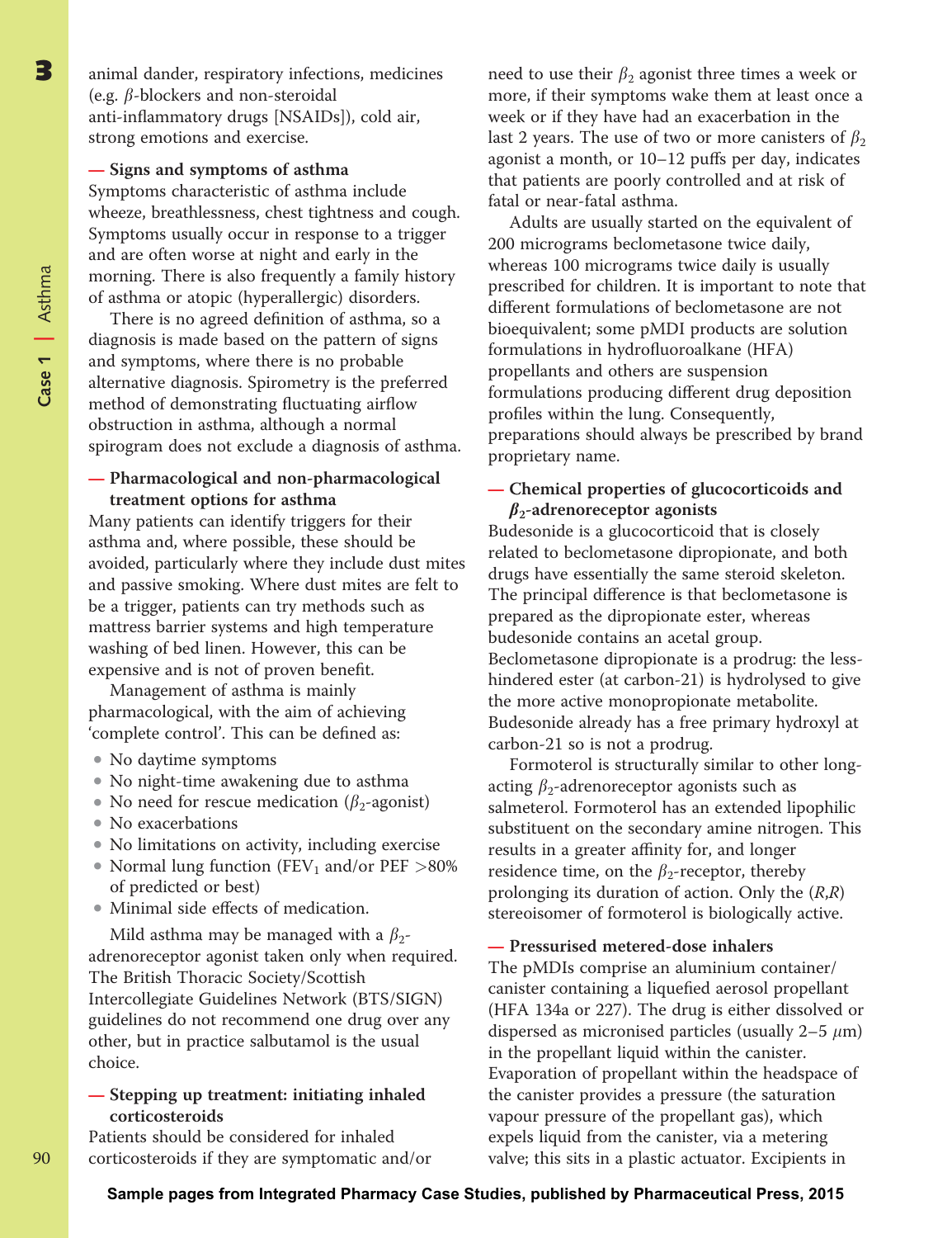animal dander, respiratory infections, medicines (e.g. $\beta$-blockers and non-steroidal anti-inflammatory drugs [NSAIDs]), cold air, strong emotions and exercise.

### — Signs and symptoms of asthma

Symptoms characteristic of asthma include wheeze, breathlessness, chest tightness and cough. Symptoms usually occur in response to a trigger and are often worse at night and early in the morning. There is also frequently a family history of asthma or atopic (hyperallergic) disorders.

There is no agreed definition of asthma, so a diagnosis is made based on the pattern of signs and symptoms, where there is no probable alternative diagnosis. Spirometry is the preferred method of demonstrating fluctuating airflow obstruction in asthma, although a normal spirogram does not exclude a diagnosis of asthma.

### — Pharmacological and non-pharmacological treatment options for asthma

Many patients can identify triggers for their asthma and, where possible, these should be avoided, particularly where they include dust mites and passive smoking. Where dust mites are felt to be a trigger, patients can try methods such as mattress barrier systems and high temperature washing of bed linen. However, this can be expensive and is not of proven benefit.

Management of asthma is mainly pharmacological, with the aim of achieving 'complete control'. This can be defined as:

- No daytime symptoms
- No night-time awakening due to asthma
- No need for rescue medication ($\beta_2$-agonist)
- No exacerbations
- No limitations on activity, including exercise
- Normal lung function ($FEV_1$ and/or PEF >80% of predicted or best)
- Minimal side effects of medication.

Mild asthma may be managed with a $\beta_2$-adrenoreceptor agonist taken only when required. The British Thoracic Society/Scottish Intercollegiate Guidelines Network (BTS/SIGN) guidelines do not recommend one drug over any other, but in practice salbutamol is the usual choice.

### — Stepping up treatment: initiating inhaled corticosteroids

Patients should be considered for inhaled corticosteroids if they are symptomatic and/or need to use their $\beta_2$ agonist three times a week or more, if their symptoms wake them at least once a week or if they have had an exacerbation in the last 2 years. The use of two or more canisters of $\beta_2$ agonist a month, or 10–12 puffs per day, indicates that patients are poorly controlled and at risk of fatal or near-fatal asthma.

Adults are usually started on the equivalent of 200 micrograms beclometasone twice daily, whereas 100 micrograms twice daily is usually prescribed for children. It is important to note that different formulations of beclometasone are not bioequivalent; some pMDI products are solution formulations in hydrofluoroalkane (HFA) propellants and others are suspension formulations producing different drug deposition profiles within the lung. Consequently, preparations should always be prescribed by brand proprietary name.

### — Chemical properties of glucocorticoids and $\beta_2$-adrenoreceptor agonists

Budesonide is a glucocorticoid that is closely related to beclometasone dipropionate, and both drugs have essentially the same steroid skeleton. The principal difference is that beclometasone is prepared as the dipropionate ester, whereas budesonide contains an acetal group. Beclometasone dipropionate is a prodrug: the less-hindered ester (at carbon-21) is hydrolysed to give the more active monopropionate metabolite. Budesonide already has a free primary hydroxyl at carbon-21 so is not a prodrug.

Formoterol is structurally similar to other long-acting $\beta_2$-adrenoreceptor agonists such as salmeterol. Formoterol has an extended lipophilic substituent on the secondary amine nitrogen. This results in a greater affinity for, and longer residence time, on the $\beta_2$-receptor, thereby prolonging its duration of action. Only the (*R*,*R*) stereoisomer of formoterol is biologically active.

### — Pressurised metered-dose inhalers

The pMDIs comprise an aluminium container/canister containing a liquefied aerosol propellant (HFA 134a or 227). The drug is either dissolved or dispersed as micronised particles (usually 2–5 $\mu$m) in the propellant liquid within the canister. Evaporation of propellant within the headspace of the canister provides a pressure (the saturation vapour pressure of the propellant gas), which expels liquid from the canister, via a metering valve; this sits in a plastic actuator. Excipients in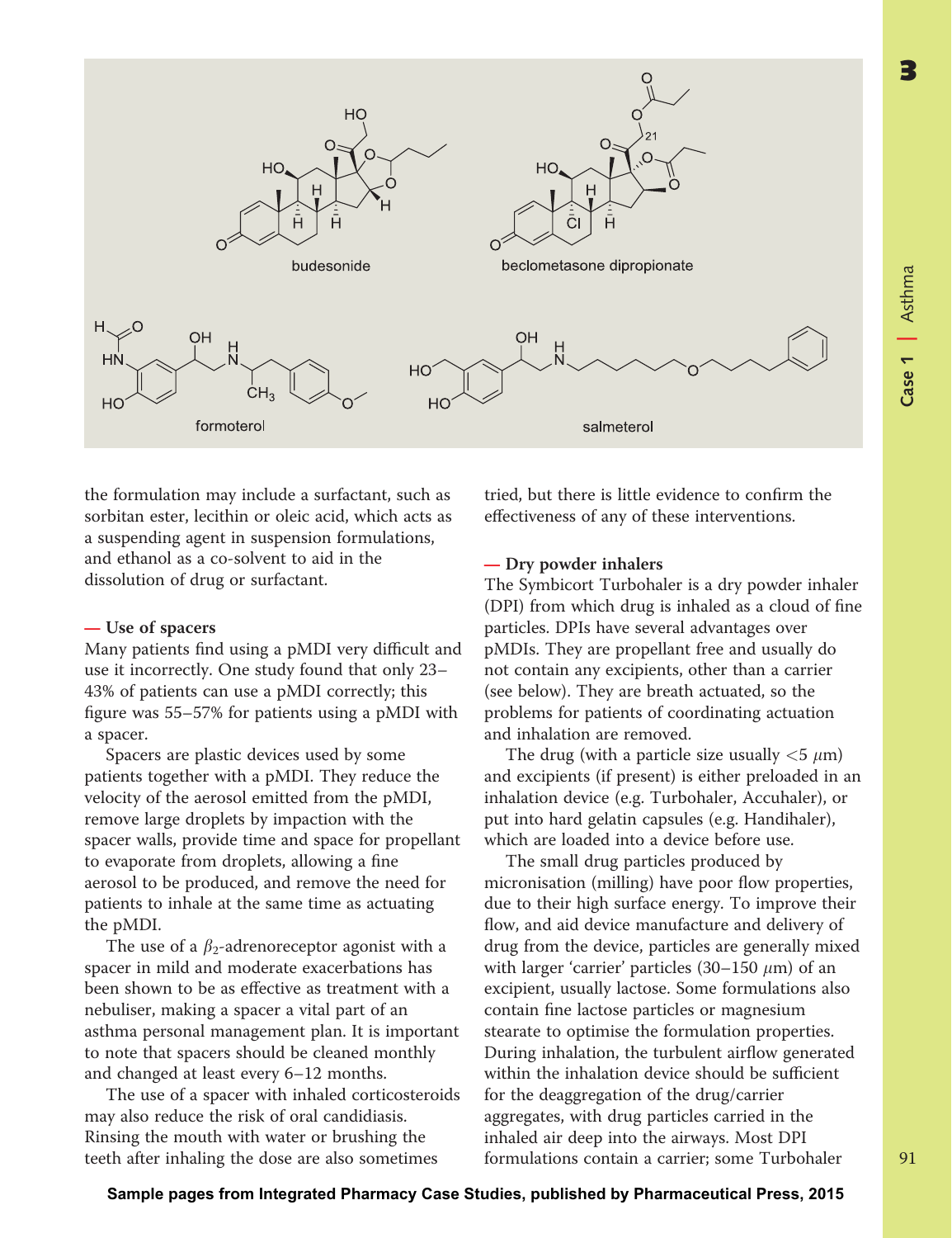budesonide

beclometasone dipropionate

formoterol

salmeterol

the formulation may include a surfactant, such as sorbitan ester, lecithin or oleic acid, which acts as a suspending agent in suspension formulations, and ethanol as a co-solvent to aid in the dissolution of drug or surfactant.

### — Use of spacers

Many patients find using a pMDI very difficult and use it incorrectly. One study found that only 23–43% of patients can use a pMDI correctly; this figure was 55–57% for patients using a pMDI with a spacer.

Spacers are plastic devices used by some patients together with a pMDI. They reduce the velocity of the aerosol emitted from the pMDI, remove large droplets by impaction with the spacer walls, provide time and space for propellant to evaporate from droplets, allowing a fine aerosol to be produced, and remove the need for patients to inhale at the same time as actuating the pMDI.

The use of a $\beta_2$-adrenoreceptor agonist with a spacer in mild and moderate exacerbations has been shown to be as effective as treatment with a nebuliser, making a spacer a vital part of an asthma personal management plan. It is important to note that spacers should be cleaned monthly and changed at least every 6–12 months.

The use of a spacer with inhaled corticosteroids may also reduce the risk of oral candidiasis. Rinsing the mouth with water or brushing the teeth after inhaling the dose are also sometimes tried, but there is little evidence to confirm the effectiveness of any of these interventions.

### — Dry powder inhalers

The Symbicort Turbohaler is a dry powder inhaler (DPI) from which drug is inhaled as a cloud of fine particles. DPIs have several advantages over pMDIs. They are propellant free and usually do not contain any excipients, other than a carrier (see below). They are breath actuated, so the problems for patients of coordinating actuation and inhalation are removed.

The drug (with a particle size usually <5 $\mu$m) and excipients (if present) is either preloaded in an inhalation device (e.g. Turbohaler, Accuhaler), or put into hard gelatin capsules (e.g. Handihaler), which are loaded into a device before use.

The small drug particles produced by micronisation (milling) have poor flow properties, due to their high surface energy. To improve their flow, and aid device manufacture and delivery of drug from the device, particles are generally mixed with larger 'carrier' particles (30–150 $\mu$m) of an excipient, usually lactose. Some formulations also contain fine lactose particles or magnesium stearate to optimise the formulation properties. During inhalation, the turbulent airflow generated within the inhalation device should be sufficient for the deaggregation of the drug/carrier aggregates, with drug particles carried in the inhaled air deep into the airways. Most DPI formulations contain a carrier; some Turbohaler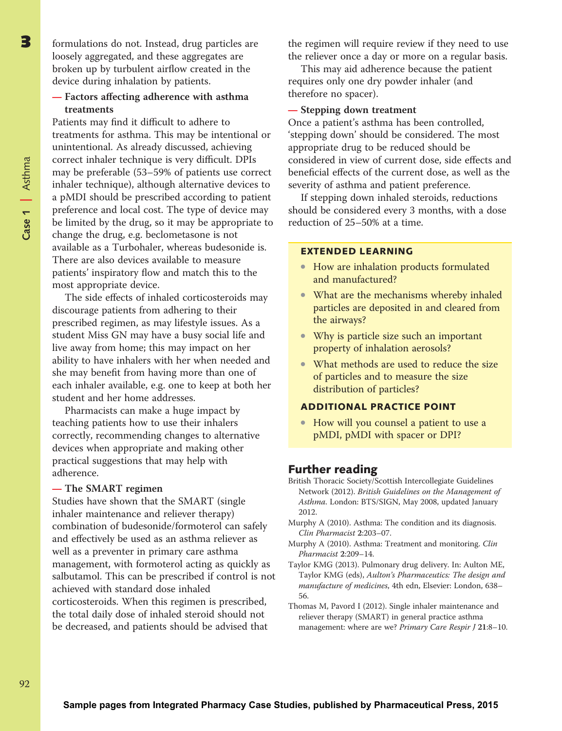formulations do not. Instead, drug particles are loosely aggregated, and these aggregates are broken up by turbulent airflow created in the device during inhalation by patients.

### — Factors affecting adherence with asthma treatments

Patients may find it difficult to adhere to treatments for asthma. This may be intentional or unintentional. As already discussed, achieving correct inhaler technique is very difficult. DPIs may be preferable (53–59% of patients use correct inhaler technique), although alternative devices to a pMDI should be prescribed according to patient preference and local cost. The type of device may be limited by the drug, so it may be appropriate to change the drug, e.g. beclometasone is not available as a Turbohaler, whereas budesonide is. There are also devices available to measure patients' inspiratory flow and match this to the most appropriate device.

The side effects of inhaled corticosteroids may discourage patients from adhering to their prescribed regimen, as may lifestyle issues. As a student Miss GN may have a busy social life and live away from home; this may impact on her ability to have inhalers with her when needed and she may benefit from having more than one of each inhaler available, e.g. one to keep at both her student and her home addresses.

Pharmacists can make a huge impact by teaching patients how to use their inhalers correctly, recommending changes to alternative devices when appropriate and making other practical suggestions that may help with adherence.

### — The SMART regimen

Studies have shown that the SMART (single inhaler maintenance and reliever therapy) combination of budesonide/formoterol can safely and effectively be used as an asthma reliever as well as a preventer in primary care asthma management, with formoterol acting as quickly as salbutamol. This can be prescribed if control is not achieved with standard dose inhaled corticosteroids. When this regimen is prescribed, the total daily dose of inhaled steroid should not be decreased, and patients should be advised that the regimen will require review if they need to use the reliever once a day or more on a regular basis.

This may aid adherence because the patient requires only one dry powder inhaler (and therefore no spacer).

### — Stepping down treatment

Once a patient's asthma has been controlled, 'stepping down' should be considered. The most appropriate drug to be reduced should be considered in view of current dose, side effects and beneficial effects of the current dose, as well as the severity of asthma and patient preference.

If stepping down inhaled steroids, reductions should be considered every 3 months, with a dose reduction of 25–50% at a time.

#### EXTENDED LEARNING

- How are inhalation products formulated and manufactured?
- What are the mechanisms whereby inhaled particles are deposited in and cleared from the airways?
- Why is particle size such an important property of inhalation aerosols?
- What methods are used to reduce the size of particles and to measure the size distribution of particles?

#### ADDITIONAL PRACTICE POINT

- How will you counsel a patient to use a pMDI, pMDI with spacer or DPI?

## Further reading

British Thoracic Society/Scottish Intercollegiate Guidelines Network (2012). *British Guidelines on the Management of Asthma.* London: BTS/SIGN, May 2008, updated January 2012.

Murphy A (2010). Asthma: The condition and its diagnosis. *Clin Pharmacist* **2**:203–07.

Murphy A (2010). Asthma: Treatment and monitoring. *Clin Pharmacist* **2**:209–14.

Taylor KMG (2013). Pulmonary drug delivery. In: Aulton ME, Taylor KMG (eds), *Aulton's Pharmaceutics: The design and manufacture of medicines,* 4th edn, Elsevier: London, 638–56.

Thomas M, Pavord I (2012). Single inhaler maintenance and reliever therapy (SMART) in general practice asthma management: where are we? *Primary Care Respir J* **21**:8–10.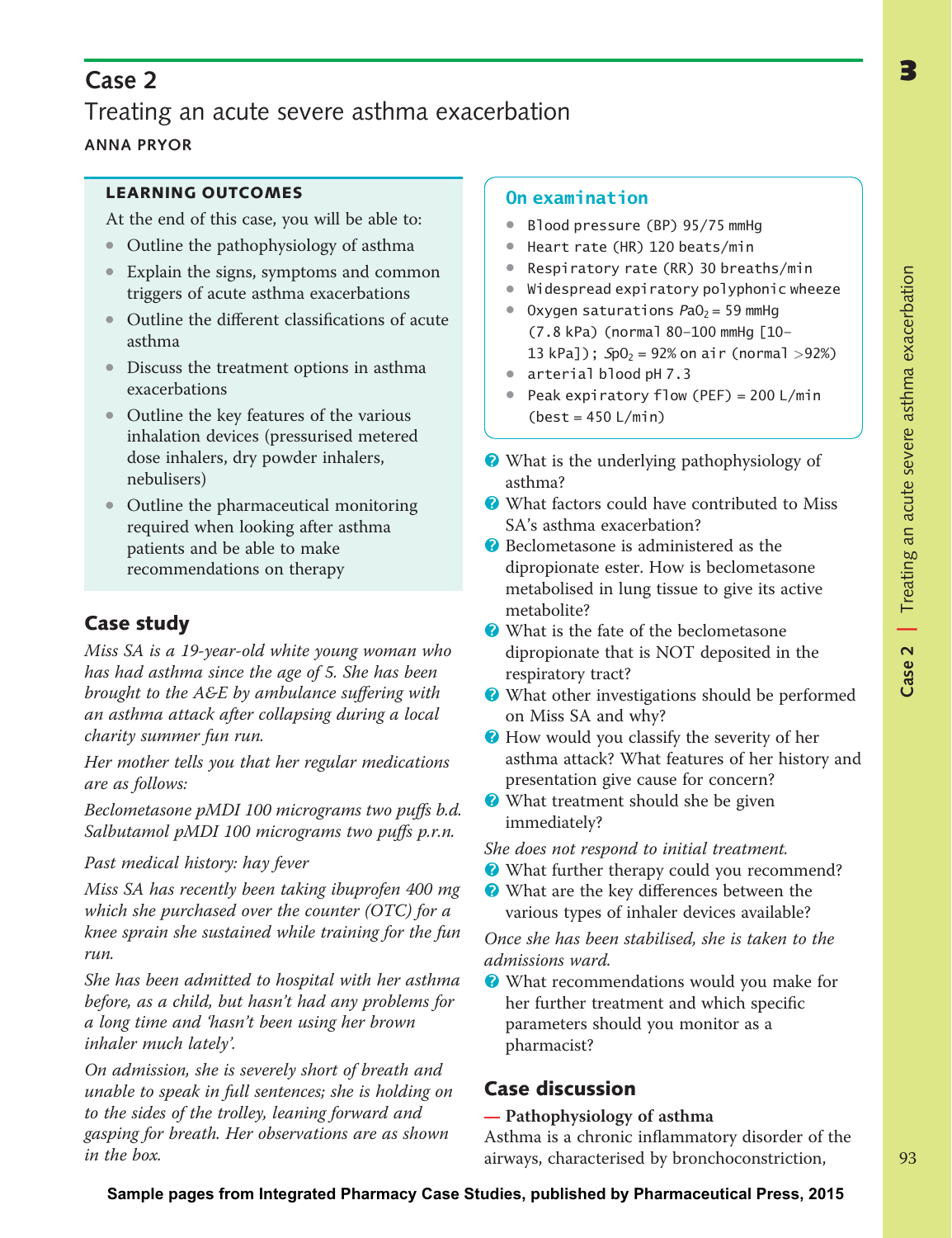# Case 2

## Treating an acute severe asthma exacerbation

ANNA PRYOR

### LEARNING OUTCOMES

At the end of this case, you will be able to:

- Outline the pathophysiology of asthma
- Explain the signs, symptoms and common triggers of acute asthma exacerbations
- Outline the different classifications of acute asthma
- Discuss the treatment options in asthma exacerbations
- Outline the key features of the various inhalation devices (pressurised metered dose inhalers, dry powder inhalers, nebulisers)
- Outline the pharmaceutical monitoring required when looking after asthma patients and be able to make recommendations on therapy

## Case study

*Miss SA is a 19-year-old white young woman who has had asthma since the age of 5. She has been brought to the A&E by ambulance suffering with an asthma attack after collapsing during a local charity summer fun run.*

*Her mother tells you that her regular medications are as follows:*

*Beclometasone pMDI 100 micrograms two puffs b.d.*
*Salbutamol pMDI 100 micrograms two puffs p.r.n.*

*Past medical history: hay fever*

*Miss SA has recently been taking ibuprofen 400 mg which she purchased over the counter (OTC) for a knee sprain she sustained while training for the fun run.*

*She has been admitted to hospital with her asthma before, as a child, but hasn't had any problems for a long time and 'hasn't been using her brown inhaler much lately'.*

*On admission, she is severely short of breath and unable to speak in full sentences; she is holding on to the sides of the trolley, leaning forward and gasping for breath. Her observations are as shown in the box.*

### On examination

- Blood pressure (BP) 95/75 mmHg
- Heart rate (HR) 120 beats/min
- Respiratory rate (RR) 30 breaths/min
- Widespread expiratory polyphonic wheeze
- Oxygen saturations $PaO_2$ = 59 mmHg (7.8 kPa) (normal 80–100 mmHg [10–13 kPa]); $SpO_2$ = 92% on air (normal >92%)
- arterial blood pH 7.3
- Peak expiratory flow (PEF) = 200 L/min (best = 450 L/min)

- What is the underlying pathophysiology of asthma?
- What factors could have contributed to Miss SA's asthma exacerbation?
- Beclometasone is administered as the dipropionate ester. How is beclometasone metabolised in lung tissue to give its active metabolite?
- What is the fate of the beclometasone dipropionate that is NOT deposited in the respiratory tract?
- What other investigations should be performed on Miss SA and why?
- How would you classify the severity of her asthma attack? What features of her history and presentation give cause for concern?
- What treatment should she be given immediately?

*She does not respond to initial treatment.*

- What further therapy could you recommend?
- What are the key differences between the various types of inhaler devices available?

*Once she has been stabilised, she is taken to the admissions ward.*

- What recommendations would you make for her further treatment and which specific parameters should you monitor as a pharmacist?

## Case discussion

**— Pathophysiology of asthma**

Asthma is a chronic inflammatory disorder of the airways, characterised by bronchoconstriction,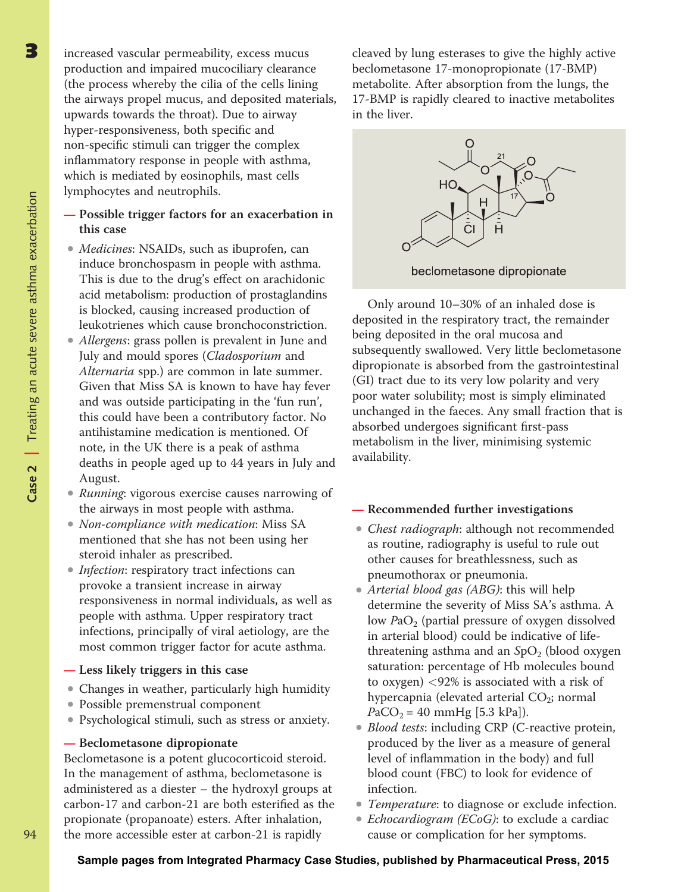increased vascular permeability, excess mucus production and impaired mucociliary clearance (the process whereby the cilia of the cells lining the airways propel mucus, and deposited materials, upwards towards the throat). Due to airway hyper-responsiveness, both specific and non-specific stimuli can trigger the complex inflammatory response in people with asthma, which is mediated by eosinophils, mast cells lymphocytes and neutrophils.

### — Possible trigger factors for an exacerbation in this case

- *Medicines*: NSAIDs, such as ibuprofen, can induce bronchospasm in people with asthma. This is due to the drug's effect on arachidonic acid metabolism: production of prostaglandins is blocked, causing increased production of leukotrienes which cause bronchoconstriction.
- *Allergens*: grass pollen is prevalent in June and July and mould spores (*Cladosporium* and *Alternaria* spp.) are common in late summer. Given that Miss SA is known to have hay fever and was outside participating in the 'fun run', this could have been a contributory factor. No antihistamine medication is mentioned. Of note, in the UK there is a peak of asthma deaths in people aged up to 44 years in July and August.
- *Running*: vigorous exercise causes narrowing of the airways in most people with asthma.
- *Non-compliance with medication*: Miss SA mentioned that she has not been using her steroid inhaler as prescribed.
- *Infection*: respiratory tract infections can provoke a transient increase in airway responsiveness in normal individuals, as well as people with asthma. Upper respiratory tract infections, principally of viral aetiology, are the most common trigger factor for acute asthma.

### — Less likely triggers in this case

- Changes in weather, particularly high humidity
- Possible premenstrual component
- Psychological stimuli, such as stress or anxiety.

### — Beclometasone dipropionate

Beclometasone is a potent glucocorticoid steroid. In the management of asthma, beclometasone is administered as a diester – the hydroxyl groups at carbon-17 and carbon-21 are both esterified as the propionate (propanoate) esters. After inhalation, the more accessible ester at carbon-21 is rapidly cleaved by lung esterases to give the highly active beclometasone 17-monopropionate (17-BMP) metabolite. After absorption from the lungs, the 17-BMP is rapidly cleared to inactive metabolites in the liver.

beclometasone dipropionate

Only around 10–30% of an inhaled dose is deposited in the respiratory tract, the remainder being deposited in the oral mucosa and subsequently swallowed. Very little beclometasone dipropionate is absorbed from the gastrointestinal (GI) tract due to its very low polarity and very poor water solubility; most is simply eliminated unchanged in the faeces. Any small fraction that is absorbed undergoes significant first-pass metabolism in the liver, minimising systemic availability.

### — Recommended further investigations

- *Chest radiograph*: although not recommended as routine, radiography is useful to rule out other causes for breathlessness, such as pneumothorax or pneumonia.
- *Arterial blood gas (ABG)*: this will help determine the severity of Miss SA's asthma. A low $PaO_2$ (partial pressure of oxygen dissolved in arterial blood) could be indicative of life-threatening asthma and an $SpO_2$ (blood oxygen saturation: percentage of Hb molecules bound to oxygen) <92% is associated with a risk of hypercapnia (elevated arterial $CO_2$; normal $PaCO_2$ = 40 mmHg [5.3 kPa]).
- *Blood tests*: including CRP (C-reactive protein, produced by the liver as a measure of general level of inflammation in the body) and full blood count (FBC) to look for evidence of infection.
- *Temperature*: to diagnose or exclude infection.
- *Echocardiogram (ECoG)*: to exclude a cardiac cause or complication for her symptoms.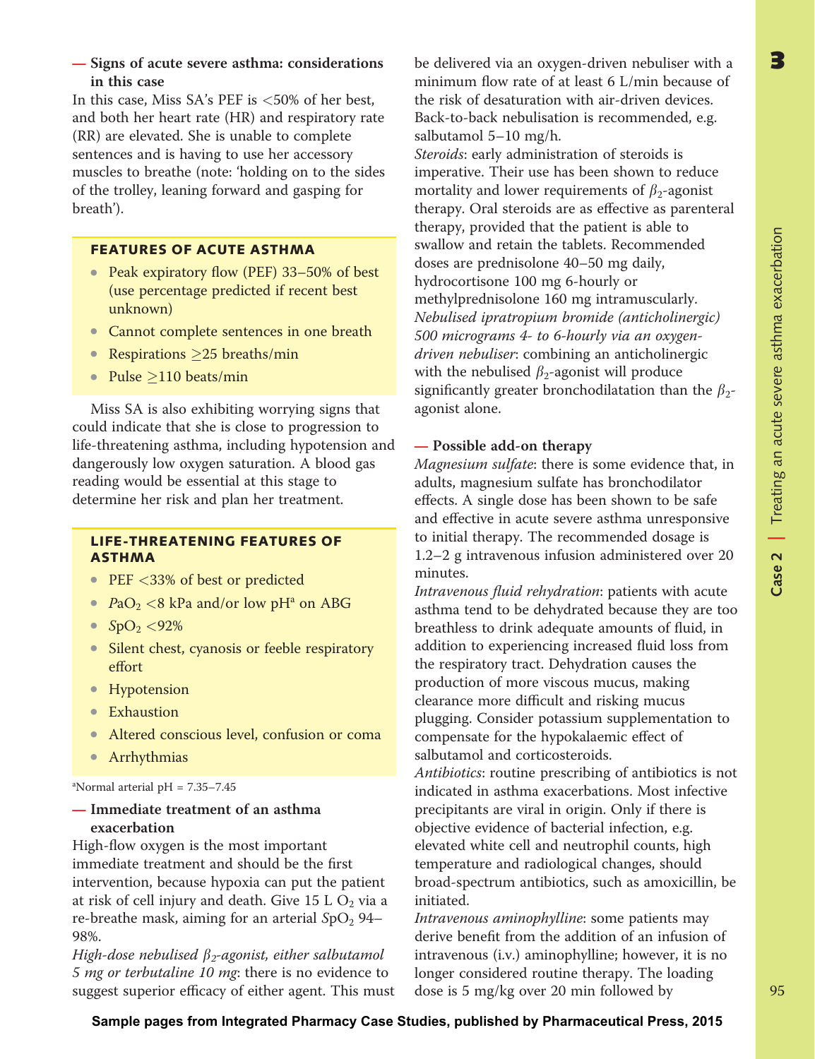### — Signs of acute severe asthma: considerations in this case

In this case, Miss SA's PEF is <50% of her best, and both her heart rate (HR) and respiratory rate (RR) are elevated. She is unable to complete sentences and is having to use her accessory muscles to breathe (note: 'holding on to the sides of the trolley, leaning forward and gasping for breath').

> **FEATURES OF ACUTE ASTHMA**
>
> - Peak expiratory flow (PEF) 33–50% of best (use percentage predicted if recent best unknown)
> - Cannot complete sentences in one breath
> - Respirations ≥25 breaths/min
> - Pulse ≥110 beats/min

Miss SA is also exhibiting worrying signs that could indicate that she is close to progression to life-threatening asthma, including hypotension and dangerously low oxygen saturation. A blood gas reading would be essential at this stage to determine her risk and plan her treatment.

> **LIFE-THREATENING FEATURES OF ASTHMA**
>
> - PEF <33% of best or predicted
> - $PaO_2$ <8 kPa and/or low pH[a] on ABG
> - $SpO_2$ <92%
> - Silent chest, cyanosis or feeble respiratory effort
> - Hypotension
> - Exhaustion
> - Altered conscious level, confusion or coma
> - Arrhythmias

[a]Normal arterial pH = 7.35–7.45

### — Immediate treatment of an asthma exacerbation

High-flow oxygen is the most important immediate treatment and should be the first intervention, because hypoxia can put the patient at risk of cell injury and death. Give 15 L $O_2$ via a re-breathe mask, aiming for an arterial $SpO_2$ 94–98%.

*High-dose nebulised $\beta_2$-agonist, either salbutamol 5 mg or terbutaline 10 mg*: there is no evidence to suggest superior efficacy of either agent. This must be delivered via an oxygen-driven nebuliser with a minimum flow rate of at least 6 L/min because of the risk of desaturation with air-driven devices. Back-to-back nebulisation is recommended, e.g. salbutamol 5–10 mg/h.

*Steroids*: early administration of steroids is imperative. Their use has been shown to reduce mortality and lower requirements of $\beta_2$-agonist therapy. Oral steroids are as effective as parenteral therapy, provided that the patient is able to swallow and retain the tablets. Recommended doses are prednisolone 40–50 mg daily, hydrocortisone 100 mg 6-hourly or methylprednisolone 160 mg intramuscularly.

*Nebulised ipratropium bromide (anticholinergic) 500 micrograms 4- to 6-hourly via an oxygen-driven nebuliser*: combining an anticholinergic with the nebulised $\beta_2$-agonist will produce significantly greater bronchodilatation than the $\beta_2$-agonist alone.

### — Possible add-on therapy

*Magnesium sulfate*: there is some evidence that, in adults, magnesium sulfate has bronchodilator effects. A single dose has been shown to be safe and effective in acute severe asthma unresponsive to initial therapy. The recommended dosage is 1.2–2 g intravenous infusion administered over 20 minutes.

*Intravenous fluid rehydration*: patients with acute asthma tend to be dehydrated because they are too breathless to drink adequate amounts of fluid, in addition to experiencing increased fluid loss from the respiratory tract. Dehydration causes the production of more viscous mucus, making clearance more difficult and risking mucus plugging. Consider potassium supplementation to compensate for the hypokalaemic effect of salbutamol and corticosteroids.

*Antibiotics*: routine prescribing of antibiotics is not indicated in asthma exacerbations. Most infective precipitants are viral in origin. Only if there is objective evidence of bacterial infection, e.g. elevated white cell and neutrophil counts, high temperature and radiological changes, should broad-spectrum antibiotics, such as amoxicillin, be initiated.

*Intravenous aminophylline*: some patients may derive benefit from the addition of an infusion of intravenous (i.v.) aminophylline; however, it is no longer considered routine therapy. The loading dose is 5 mg/kg over 20 min followed by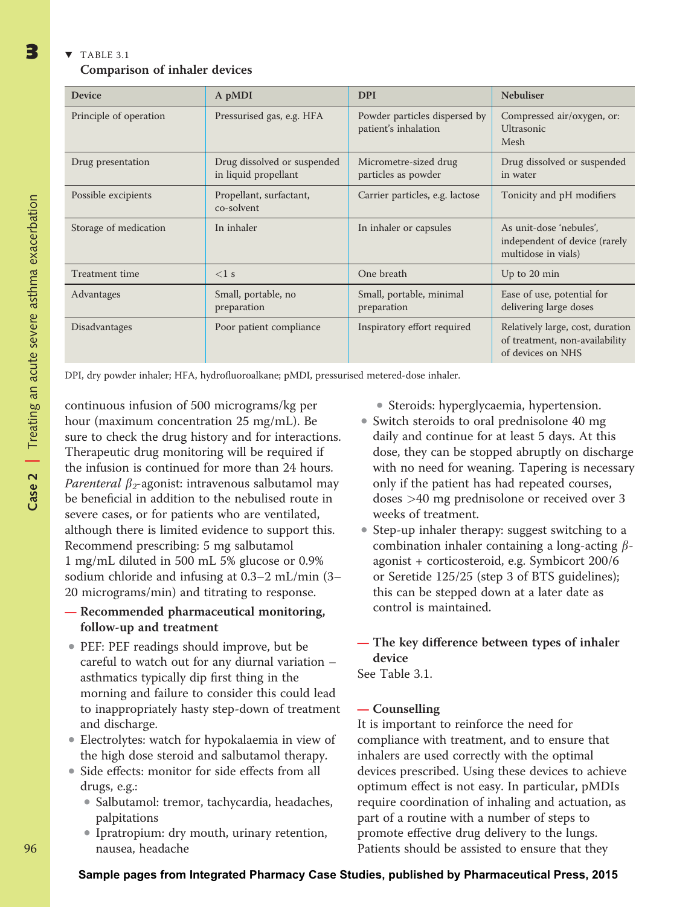TABLE 3.1
**Comparison of inhaler devices**

| Device | A pMDI | DPI | Nebuliser |
|---|---|---|---|
| Principle of operation | Pressurised gas, e.g. HFA | Powder particles dispersed by patient's inhalation | Compressed air/oxygen, or: Ultrasonic Mesh |
| Drug presentation | Drug dissolved or suspended in liquid propellant | Micrometre-sized drug particles as powder | Drug dissolved or suspended in water |
| Possible excipients | Propellant, surfactant, co-solvent | Carrier particles, e.g. lactose | Tonicity and pH modifiers |
| Storage of medication | In inhaler | In inhaler or capsules | As unit-dose 'nebules', independent of device (rarely multidose in vials) |
| Treatment time | <1 s | One breath | Up to 20 min |
| Advantages | Small, portable, no preparation | Small, portable, minimal preparation | Ease of use, potential for delivering large doses |
| Disadvantages | Poor patient compliance | Inspiratory effort required | Relatively large, cost, duration of treatment, non-availability of devices on NHS |

DPI, dry powder inhaler; HFA, hydrofluoroalkane; pMDI, pressurised metered-dose inhaler.

continuous infusion of 500 micrograms/kg per hour (maximum concentration 25 mg/mL). Be sure to check the drug history and for interactions. Therapeutic drug monitoring will be required if the infusion is continued for more than 24 hours. *Parenteral* $\beta_2$*-agonist*: intravenous salbutamol may be beneficial in addition to the nebulised route in severe cases, or for patients who are ventilated, although there is limited evidence to support this. Recommend prescribing: 5 mg salbutamol 1 mg/mL diluted in 500 mL 5% glucose or 0.9% sodium chloride and infusing at 0.3–2 mL/min (3–20 micrograms/min) and titrating to response.

**— Recommended pharmaceutical monitoring, follow-up and treatment**

- PEF: PEF readings should improve, but be careful to watch out for any diurnal variation – asthmatics typically dip first thing in the morning and failure to consider this could lead to inappropriately hasty step-down of treatment and discharge.
- Electrolytes: watch for hypokalaemia in view of the high dose steroid and salbutamol therapy.
- Side effects: monitor for side effects from all drugs, e.g.:
  - Salbutamol: tremor, tachycardia, headaches, palpitations
  - Ipratropium: dry mouth, urinary retention, nausea, headache
  - Steroids: hyperglycaemia, hypertension.
- Switch steroids to oral prednisolone 40 mg daily and continue for at least 5 days. At this dose, they can be stopped abruptly on discharge with no need for weaning. Tapering is necessary only if the patient has had repeated courses, doses >40 mg prednisolone or received over 3 weeks of treatment.
- Step-up inhaler therapy: suggest switching to a combination inhaler containing a long-acting $\beta$-agonist + corticosteroid, e.g. Symbicort 200/6 or Seretide 125/25 (step 3 of BTS guidelines); this can be stepped down at a later date as control is maintained.

**— The key difference between types of inhaler device**

See Table 3.1.

**— Counselling**

It is important to reinforce the need for compliance with treatment, and to ensure that inhalers are used correctly with the optimal devices prescribed. Using these devices to achieve optimum effect is not easy. In particular, pMDIs require coordination of inhaling and actuation, as part of a routine with a number of steps to promote effective drug delivery to the lungs. Patients should be assisted to ensure that they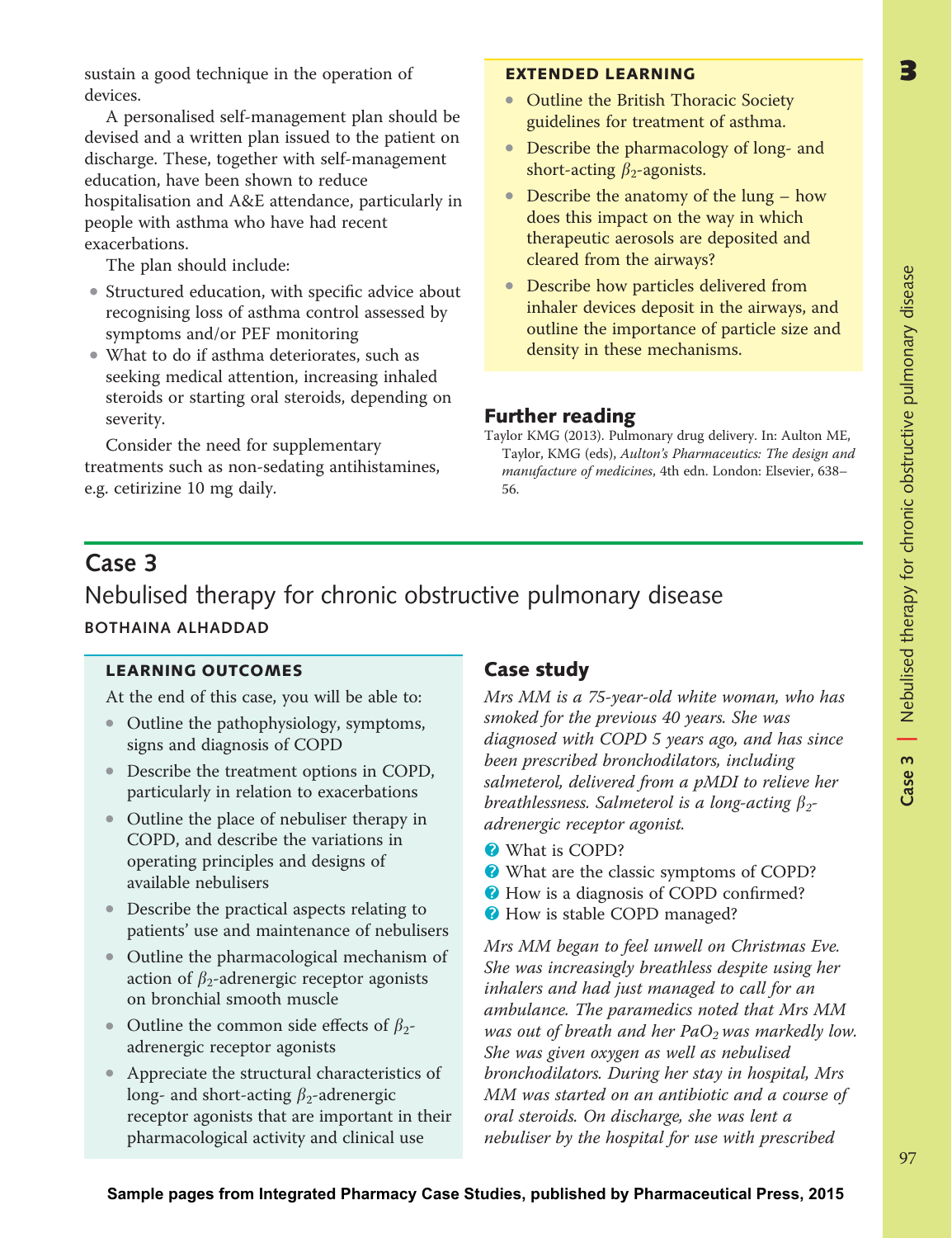sustain a good technique in the operation of devices.

A personalised self-management plan should be devised and a written plan issued to the patient on discharge. These, together with self-management education, have been shown to reduce hospitalisation and A&E attendance, particularly in people with asthma who have had recent exacerbations.

The plan should include:

- Structured education, with specific advice about recognising loss of asthma control assessed by symptoms and/or PEF monitoring
- What to do if asthma deteriorates, such as seeking medical attention, increasing inhaled steroids or starting oral steroids, depending on severity.

Consider the need for supplementary treatments such as non-sedating antihistamines, e.g. cetirizine 10 mg daily.

### EXTENDED LEARNING

- Outline the British Thoracic Society guidelines for treatment of asthma.
- Describe the pharmacology of long- and short-acting $\beta_2$-agonists.
- Describe the anatomy of the lung – how does this impact on the way in which therapeutic aerosols are deposited and cleared from the airways?
- Describe how particles delivered from inhaler devices deposit in the airways, and outline the importance of particle size and density in these mechanisms.

### Further reading

Taylor KMG (2013). Pulmonary drug delivery. In: Aulton ME, Taylor, KMG (eds), *Aulton's Pharmaceutics: The design and manufacture of medicines*, 4th edn. London: Elsevier, 638–56.

# Case 3

## Nebulised therapy for chronic obstructive pulmonary disease

**BOTHAINA ALHADDAD**

### LEARNING OUTCOMES

At the end of this case, you will be able to:

- Outline the pathophysiology, symptoms, signs and diagnosis of COPD
- Describe the treatment options in COPD, particularly in relation to exacerbations
- Outline the place of nebuliser therapy in COPD, and describe the variations in operating principles and designs of available nebulisers
- Describe the practical aspects relating to patients' use and maintenance of nebulisers
- Outline the pharmacological mechanism of action of $\beta_2$-adrenergic receptor agonists on bronchial smooth muscle
- Outline the common side effects of $\beta_2$-adrenergic receptor agonists
- Appreciate the structural characteristics of long- and short-acting $\beta_2$-adrenergic receptor agonists that are important in their pharmacological activity and clinical use

### Case study

*Mrs MM is a 75-year-old white woman, who has smoked for the previous 40 years. She was diagnosed with COPD 5 years ago, and has since been prescribed bronchodilators, including salmeterol, delivered from a pMDI to relieve her breathlessness. Salmeterol is a long-acting $\beta_2$-adrenergic receptor agonist.*

- ❓ What is COPD?
- ❓ What are the classic symptoms of COPD?
- ❓ How is a diagnosis of COPD confirmed?
- ❓ How is stable COPD managed?

*Mrs MM began to feel unwell on Christmas Eve. She was increasingly breathless despite using her inhalers and had just managed to call for an ambulance. The paramedics noted that Mrs MM was out of breath and her $PaO_2$ was markedly low. She was given oxygen as well as nebulised bronchodilators. During her stay in hospital, Mrs MM was started on an antibiotic and a course of oral steroids. On discharge, she was lent a nebuliser by the hospital for use with prescribed*

**Sample pages from Integrated Pharmacy Case Studies, published by Pharmaceutical Press, 2015**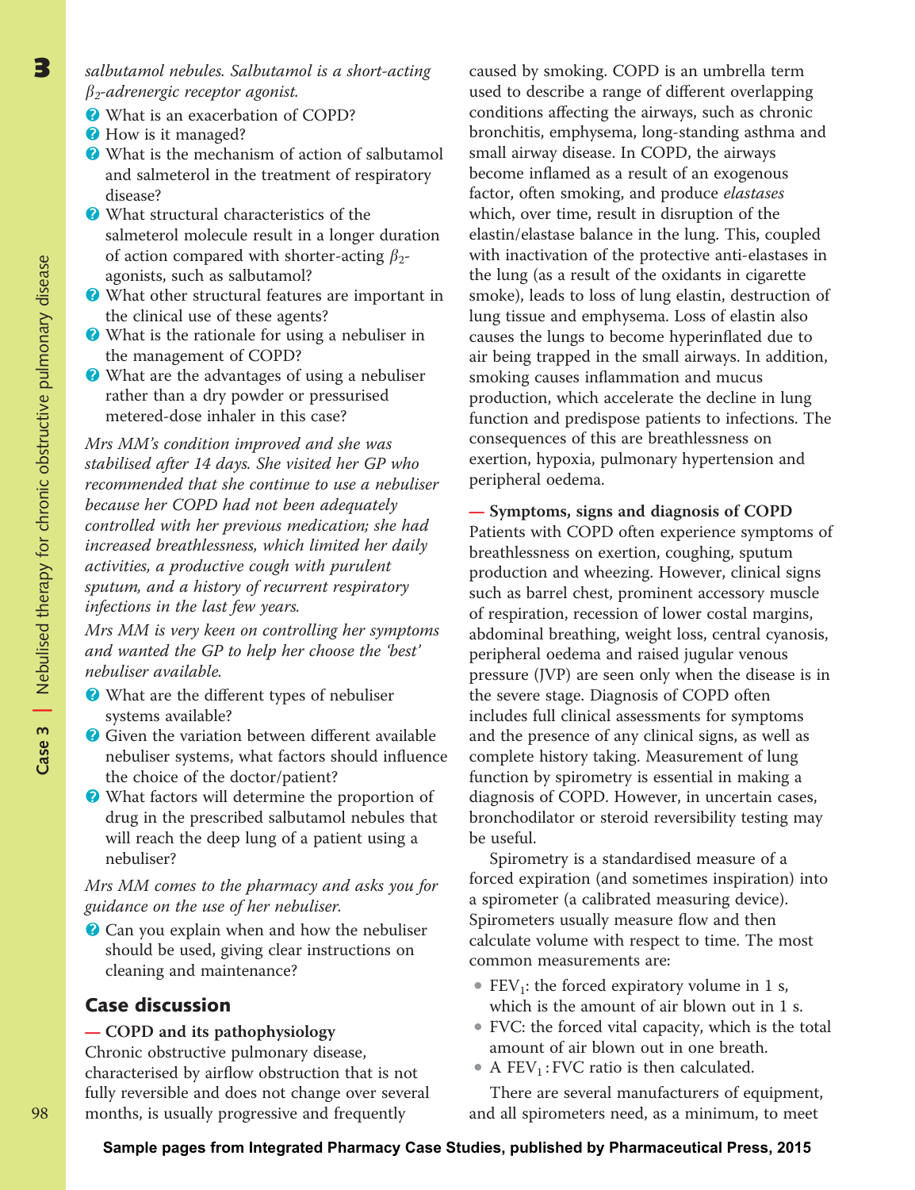*salbutamol nebules. Salbutamol is a short-acting $\beta_2$-adrenergic receptor agonist.*

- What is an exacerbation of COPD?
- How is it managed?
- What is the mechanism of action of salbutamol and salmeterol in the treatment of respiratory disease?
- What structural characteristics of the salmeterol molecule result in a longer duration of action compared with shorter-acting $\beta_2$-agonists, such as salbutamol?
- What other structural features are important in the clinical use of these agents?
- What is the rationale for using a nebuliser in the management of COPD?
- What are the advantages of using a nebuliser rather than a dry powder or pressurised metered-dose inhaler in this case?

*Mrs MM's condition improved and she was stabilised after 14 days. She visited her GP who recommended that she continue to use a nebuliser because her COPD had not been adequately controlled with her previous medication; she had increased breathlessness, which limited her daily activities, a productive cough with purulent sputum, and a history of recurrent respiratory infections in the last few years.*

*Mrs MM is very keen on controlling her symptoms and wanted the GP to help her choose the 'best' nebuliser available.*

- What are the different types of nebuliser systems available?
- Given the variation between different available nebuliser systems, what factors should influence the choice of the doctor/patient?
- What factors will determine the proportion of drug in the prescribed salbutamol nebules that will reach the deep lung of a patient using a nebuliser?

*Mrs MM comes to the pharmacy and asks you for guidance on the use of her nebuliser.*

- Can you explain when and how the nebuliser should be used, giving clear instructions on cleaning and maintenance?

## Case discussion

### — COPD and its pathophysiology

Chronic obstructive pulmonary disease, characterised by airflow obstruction that is not fully reversible and does not change over several months, is usually progressive and frequently caused by smoking. COPD is an umbrella term used to describe a range of different overlapping conditions affecting the airways, such as chronic bronchitis, emphysema, long-standing asthma and small airway disease. In COPD, the airways become inflamed as a result of an exogenous factor, often smoking, and produce *elastases* which, over time, result in disruption of the elastin/elastase balance in the lung. This, coupled with inactivation of the protective anti-elastases in the lung (as a result of the oxidants in cigarette smoke), leads to loss of lung elastin, destruction of lung tissue and emphysema. Loss of elastin also causes the lungs to become hyperinflated due to air being trapped in the small airways. In addition, smoking causes inflammation and mucus production, which accelerate the decline in lung function and predispose patients to infections. The consequences of this are breathlessness on exertion, hypoxia, pulmonary hypertension and peripheral oedema.

### — Symptoms, signs and diagnosis of COPD

Patients with COPD often experience symptoms of breathlessness on exertion, coughing, sputum production and wheezing. However, clinical signs such as barrel chest, prominent accessory muscle of respiration, recession of lower costal margins, abdominal breathing, weight loss, central cyanosis, peripheral oedema and raised jugular venous pressure (JVP) are seen only when the disease is in the severe stage. Diagnosis of COPD often includes full clinical assessments for symptoms and the presence of any clinical signs, as well as complete history taking. Measurement of lung function by spirometry is essential in making a diagnosis of COPD. However, in uncertain cases, bronchodilator or steroid reversibility testing may be useful.

Spirometry is a standardised measure of a forced expiration (and sometimes inspiration) into a spirometer (a calibrated measuring device). Spirometers usually measure flow and then calculate volume with respect to time. The most common measurements are:

- $FEV_1$: the forced expiratory volume in 1 s, which is the amount of air blown out in 1 s.
- FVC: the forced vital capacity, which is the total amount of air blown out in one breath.
- A $FEV_1$ : FVC ratio is then calculated.

There are several manufacturers of equipment, and all spirometers need, as a minimum, to meet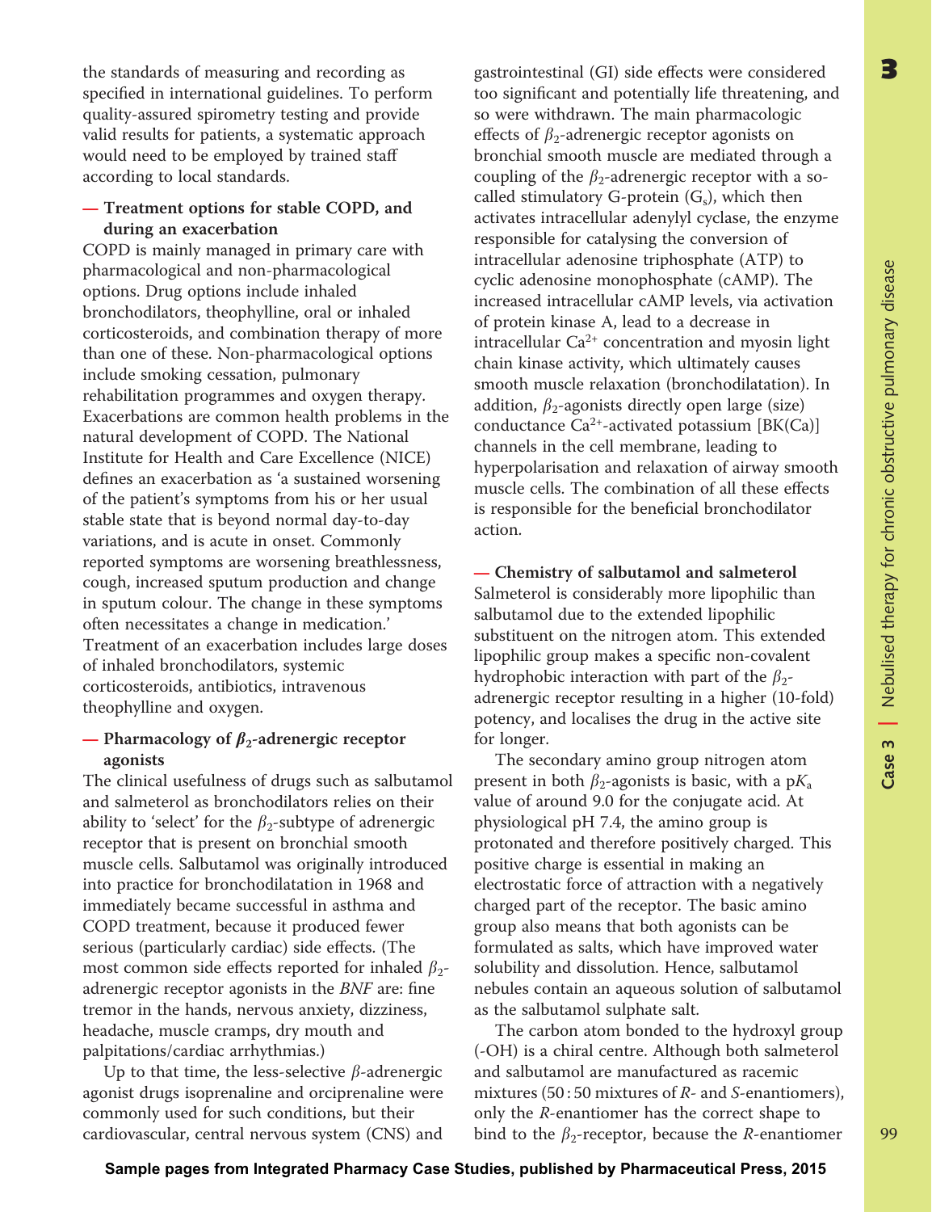the standards of measuring and recording as specified in international guidelines. To perform quality-assured spirometry testing and provide valid results for patients, a systematic approach would need to be employed by trained staff according to local standards.

### — Treatment options for stable COPD, and during an exacerbation

COPD is mainly managed in primary care with pharmacological and non-pharmacological options. Drug options include inhaled bronchodilators, theophylline, oral or inhaled corticosteroids, and combination therapy of more than one of these. Non-pharmacological options include smoking cessation, pulmonary rehabilitation programmes and oxygen therapy. Exacerbations are common health problems in the natural development of COPD. The National Institute for Health and Care Excellence (NICE) defines an exacerbation as 'a sustained worsening of the patient's symptoms from his or her usual stable state that is beyond normal day-to-day variations, and is acute in onset. Commonly reported symptoms are worsening breathlessness, cough, increased sputum production and change in sputum colour. The change in these symptoms often necessitates a change in medication.' Treatment of an exacerbation includes large doses of inhaled bronchodilators, systemic corticosteroids, antibiotics, intravenous theophylline and oxygen.

### — Pharmacology of $\beta_2$-adrenergic receptor agonists

The clinical usefulness of drugs such as salbutamol and salmeterol as bronchodilators relies on their ability to 'select' for the $\beta_2$-subtype of adrenergic receptor that is present on bronchial smooth muscle cells. Salbutamol was originally introduced into practice for bronchodilatation in 1968 and immediately became successful in asthma and COPD treatment, because it produced fewer serious (particularly cardiac) side effects. (The most common side effects reported for inhaled $\beta_2$-adrenergic receptor agonists in the *BNF* are: fine tremor in the hands, nervous anxiety, dizziness, headache, muscle cramps, dry mouth and palpitations/cardiac arrhythmias.)

Up to that time, the less-selective $\beta$-adrenergic agonist drugs isoprenaline and orciprenaline were commonly used for such conditions, but their cardiovascular, central nervous system (CNS) and gastrointestinal (GI) side effects were considered too significant and potentially life threatening, and so were withdrawn. The main pharmacologic effects of $\beta_2$-adrenergic receptor agonists on bronchial smooth muscle are mediated through a coupling of the $\beta_2$-adrenergic receptor with a so-called stimulatory G-protein ($G_s$), which then activates intracellular adenylyl cyclase, the enzyme responsible for catalysing the conversion of intracellular adenosine triphosphate (ATP) to cyclic adenosine monophosphate (cAMP). The increased intracellular cAMP levels, via activation of protein kinase A, lead to a decrease in intracellular $Ca^{2+}$ concentration and myosin light chain kinase activity, which ultimately causes smooth muscle relaxation (bronchodilatation). In addition, $\beta_2$-agonists directly open large (size) conductance $Ca^{2+}$-activated potassium [BK(Ca)] channels in the cell membrane, leading to hyperpolarisation and relaxation of airway smooth muscle cells. The combination of all these effects is responsible for the beneficial bronchodilator action.

### — Chemistry of salbutamol and salmeterol

Salmeterol is considerably more lipophilic than salbutamol due to the extended lipophilic substituent on the nitrogen atom. This extended lipophilic group makes a specific non-covalent hydrophobic interaction with part of the $\beta_2$-adrenergic receptor resulting in a higher (10-fold) potency, and localises the drug in the active site for longer.

The secondary amino group nitrogen atom present in both $\beta_2$-agonists is basic, with a p$K_a$ value of around 9.0 for the conjugate acid. At physiological pH 7.4, the amino group is protonated and therefore positively charged. This positive charge is essential in making an electrostatic force of attraction with a negatively charged part of the receptor. The basic amino group also means that both agonists can be formulated as salts, which have improved water solubility and dissolution. Hence, salbutamol nebules contain an aqueous solution of salbutamol as the salbutamol sulphate salt.

The carbon atom bonded to the hydroxyl group (-OH) is a chiral centre. Although both salmeterol and salbutamol are manufactured as racemic mixtures (50 : 50 mixtures of *R*- and *S*-enantiomers), only the *R*-enantiomer has the correct shape to bind to the $\beta_2$-receptor, because the *R*-enantiomer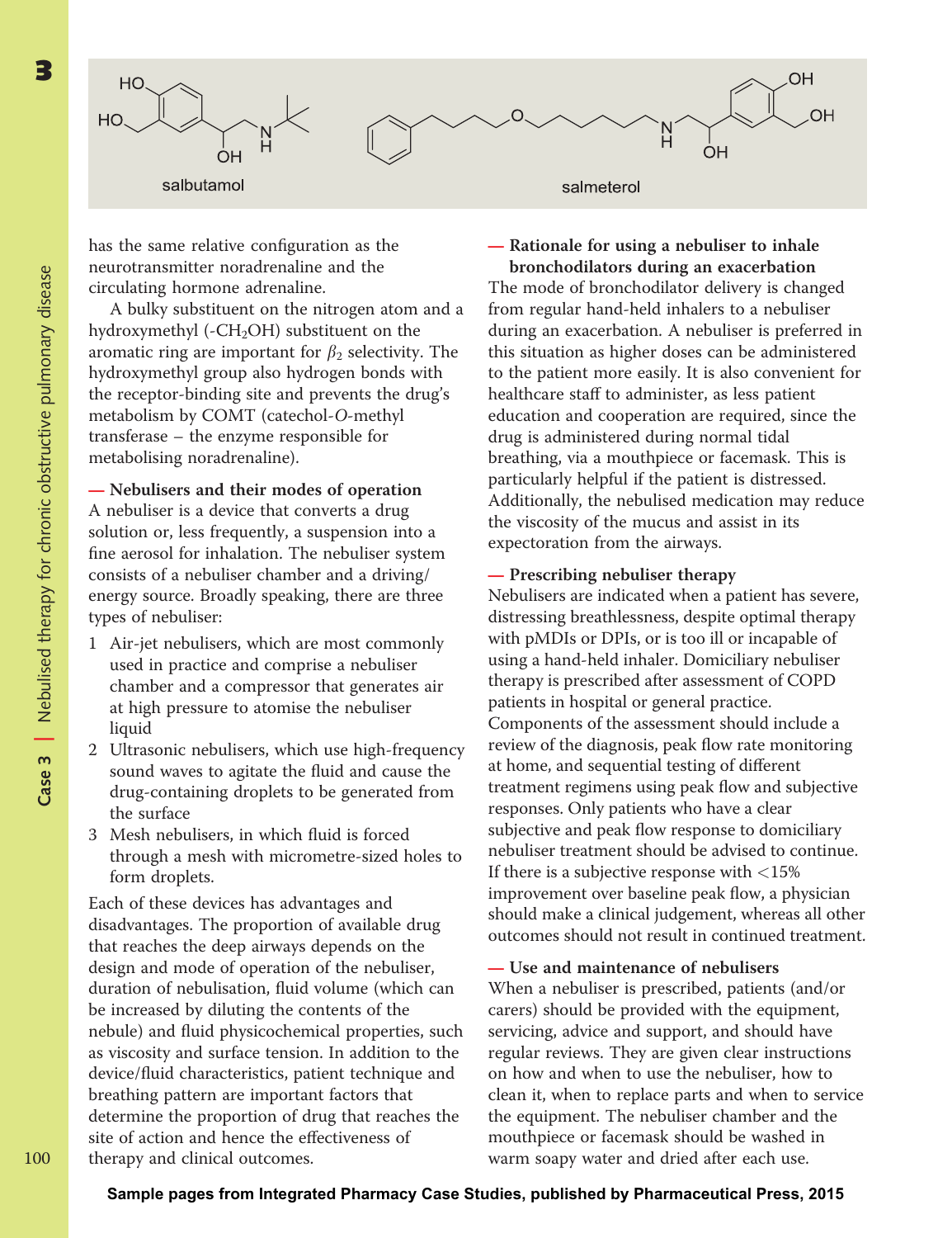salbutamol

salmeterol

has the same relative configuration as the neurotransmitter noradrenaline and the circulating hormone adrenaline.

A bulky substituent on the nitrogen atom and a hydroxymethyl (-$CH_2OH$) substituent on the aromatic ring are important for $\beta_2$ selectivity. The hydroxymethyl group also hydrogen bonds with the receptor-binding site and prevents the drug's metabolism by COMT (catechol-*O*-methyl transferase – the enzyme responsible for metabolising noradrenaline).

**— Nebulisers and their modes of operation**

A nebuliser is a device that converts a drug solution or, less frequently, a suspension into a fine aerosol for inhalation. The nebuliser system consists of a nebuliser chamber and a driving/energy source. Broadly speaking, there are three types of nebuliser:

1. Air-jet nebulisers, which are most commonly used in practice and comprise a nebuliser chamber and a compressor that generates air at high pressure to atomise the nebuliser liquid
2. Ultrasonic nebulisers, which use high-frequency sound waves to agitate the fluid and cause the drug-containing droplets to be generated from the surface
3. Mesh nebulisers, in which fluid is forced through a mesh with micrometre-sized holes to form droplets.

Each of these devices has advantages and disadvantages. The proportion of available drug that reaches the deep airways depends on the design and mode of operation of the nebuliser, duration of nebulisation, fluid volume (which can be increased by diluting the contents of the nebule) and fluid physicochemical properties, such as viscosity and surface tension. In addition to the device/fluid characteristics, patient technique and breathing pattern are important factors that determine the proportion of drug that reaches the site of action and hence the effectiveness of therapy and clinical outcomes.

**— Rationale for using a nebuliser to inhale bronchodilators during an exacerbation**

The mode of bronchodilator delivery is changed from regular hand-held inhalers to a nebuliser during an exacerbation. A nebuliser is preferred in this situation as higher doses can be administered to the patient more easily. It is also convenient for healthcare staff to administer, as less patient education and cooperation are required, since the drug is administered during normal tidal breathing, via a mouthpiece or facemask. This is particularly helpful if the patient is distressed. Additionally, the nebulised medication may reduce the viscosity of the mucus and assist in its expectoration from the airways.

**— Prescribing nebuliser therapy**

Nebulisers are indicated when a patient has severe, distressing breathlessness, despite optimal therapy with pMDIs or DPIs, or is too ill or incapable of using a hand-held inhaler. Domiciliary nebuliser therapy is prescribed after assessment of COPD patients in hospital or general practice. Components of the assessment should include a review of the diagnosis, peak flow rate monitoring at home, and sequential testing of different treatment regimens using peak flow and subjective responses. Only patients who have a clear subjective and peak flow response to domiciliary nebuliser treatment should be advised to continue. If there is a subjective response with <15% improvement over baseline peak flow, a physician should make a clinical judgement, whereas all other outcomes should not result in continued treatment.

**— Use and maintenance of nebulisers**

When a nebuliser is prescribed, patients (and/or carers) should be provided with the equipment, servicing, advice and support, and should have regular reviews. They are given clear instructions on how and when to use the nebuliser, how to clean it, when to replace parts and when to service the equipment. The nebuliser chamber and the mouthpiece or facemask should be washed in warm soapy water and dried after each use.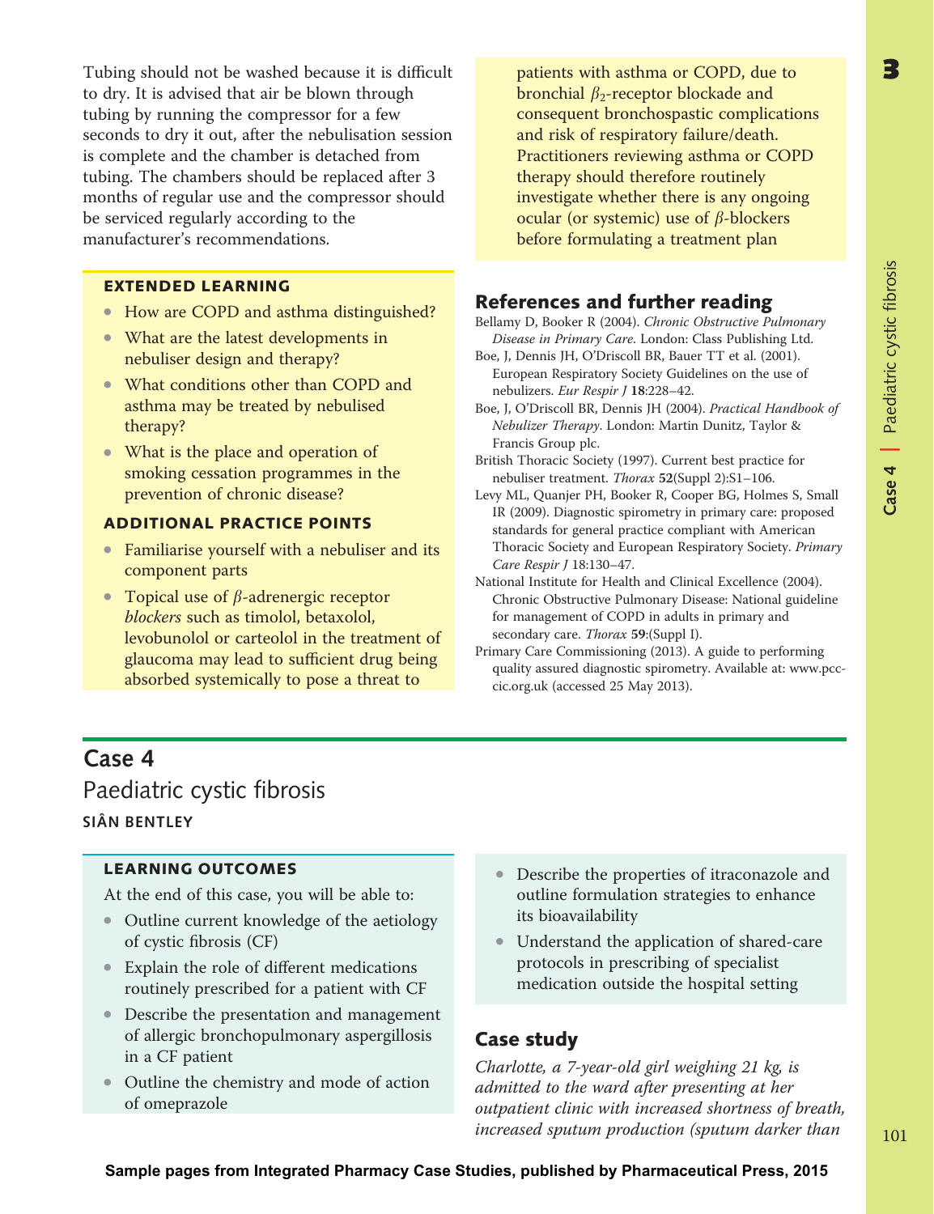Tubing should not be washed because it is difficult to dry. It is advised that air be blown through tubing by running the compressor for a few seconds to dry it out, after the nebulisation session is complete and the chamber is detached from tubing. The chambers should be replaced after 3 months of regular use and the compressor should be serviced regularly according to the manufacturer's recommendations.

### EXTENDED LEARNING

- How are COPD and asthma distinguished?
- What are the latest developments in nebuliser design and therapy?
- What conditions other than COPD and asthma may be treated by nebulised therapy?
- What is the place and operation of smoking cessation programmes in the prevention of chronic disease?

### ADDITIONAL PRACTICE POINTS

- Familiarise yourself with a nebuliser and its component parts
- Topical use of $\beta$-adrenergic receptor *blockers* such as timolol, betaxolol, levobunolol or carteolol in the treatment of glaucoma may lead to sufficient drug being absorbed systemically to pose a threat to patients with asthma or COPD, due to bronchial $\beta_2$-receptor blockade and consequent bronchospastic complications and risk of respiratory failure/death. Practitioners reviewing asthma or COPD therapy should therefore routinely investigate whether there is any ongoing ocular (or systemic) use of $\beta$-blockers before formulating a treatment plan

## References and further reading

Bellamy D, Booker R (2004). *Chronic Obstructive Pulmonary Disease in Primary Care*. London: Class Publishing Ltd.

Boe, J, Dennis JH, O'Driscoll BR, Bauer TT et al. (2001). European Respiratory Society Guidelines on the use of nebulizers. *Eur Respir J* **18**:228–42.

Boe, J, O'Driscoll BR, Dennis JH (2004). *Practical Handbook of Nebulizer Therapy*. London: Martin Dunitz, Taylor & Francis Group plc.

British Thoracic Society (1997). Current best practice for nebuliser treatment. *Thorax* **52**(Suppl 2):S1–106.

Levy ML, Quanjer PH, Booker R, Cooper BG, Holmes S, Small IR (2009). Diagnostic spirometry in primary care: proposed standards for general practice compliant with American Thoracic Society and European Respiratory Society. *Primary Care Respir J* 18:130–47.

National Institute for Health and Clinical Excellence (2004). Chronic Obstructive Pulmonary Disease: National guideline for management of COPD in adults in primary and secondary care. *Thorax* **59**:(Suppl I).

Primary Care Commissioning (2013). A guide to performing quality assured diagnostic spirometry. Available at: www.pcc-cic.org.uk (accessed 25 May 2013).

# Case 4

## Paediatric cystic fibrosis

**SIÂN BENTLEY**

### LEARNING OUTCOMES

At the end of this case, you will be able to:

- Outline current knowledge of the aetiology of cystic fibrosis (CF)
- Explain the role of different medications routinely prescribed for a patient with CF
- Describe the presentation and management of allergic bronchopulmonary aspergillosis in a CF patient
- Outline the chemistry and mode of action of omeprazole
- Describe the properties of itraconazole and outline formulation strategies to enhance its bioavailability
- Understand the application of shared-care protocols in prescribing of specialist medication outside the hospital setting

## Case study

*Charlotte, a 7-year-old girl weighing 21 kg, is admitted to the ward after presenting at her outpatient clinic with increased shortness of breath, increased sputum production (sputum darker than*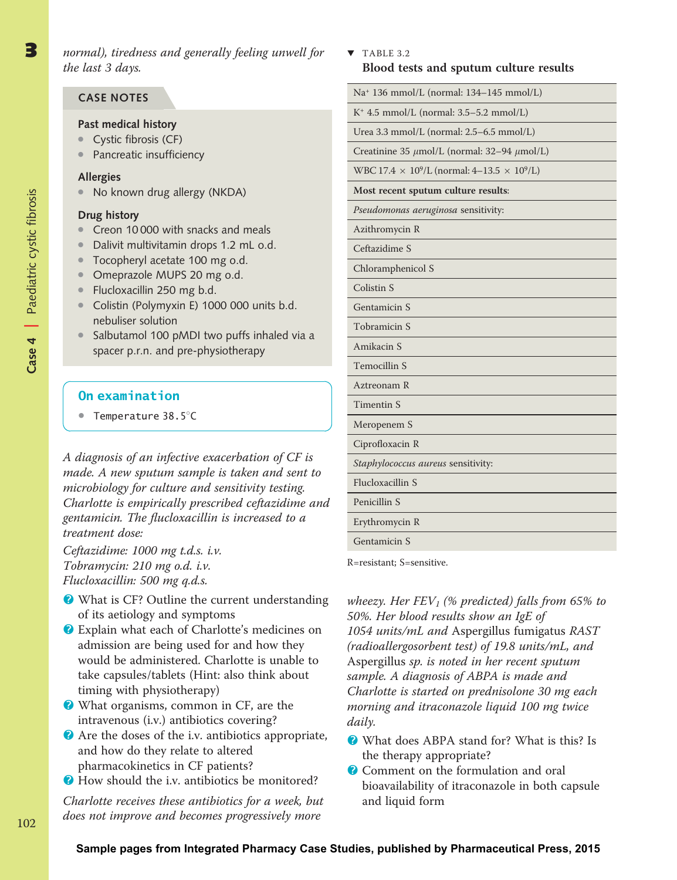*normal), tiredness and generally feeling unwell for the last 3 days.*

## CASE NOTES

**Past medical history**

- Cystic fibrosis (CF)
- Pancreatic insufficiency

**Allergies**

- No known drug allergy (NKDA)

**Drug history**

- Creon 10 000 with snacks and meals
- Dalivit multivitamin drops 1.2 mL o.d.
- Tocopheryl acetate 100 mg o.d.
- Omeprazole MUPS 20 mg o.d.
- Flucloxacillin 250 mg b.d.
- Colistin (Polymyxin E) 1000 000 units b.d. nebuliser solution
- Salbutamol 100 pMDI two puffs inhaled via a spacer p.r.n. and pre-physiotherapy

### On examination

- Temperature 38.5°C

*A diagnosis of an infective exacerbation of CF is made. A new sputum sample is taken and sent to microbiology for culture and sensitivity testing. Charlotte is empirically prescribed ceftazidime and gentamicin. The flucloxacillin is increased to a treatment dose:*

*Ceftazidime: 1000 mg t.d.s. i.v.*
*Tobramycin: 210 mg o.d. i.v.*
*Flucloxacillin: 500 mg q.d.s.*

- What is CF? Outline the current understanding of its aetiology and symptoms
- Explain what each of Charlotte's medicines on admission are being used for and how they would be administered. Charlotte is unable to take capsules/tablets (Hint: also think about timing with physiotherapy)
- What organisms, common in CF, are the intravenous (i.v.) antibiotics covering?
- Are the doses of the i.v. antibiotics appropriate, and how do they relate to altered pharmacokinetics in CF patients?
- How should the i.v. antibiotics be monitored?

**TABLE 3.2**
**Blood tests and sputum culture results**

| |
|---|
| $Na^+$ 136 mmol/L (normal: 134–145 mmol/L) |
| $K^+$ 4.5 mmol/L (normal: 3.5–5.2 mmol/L) |
| Urea 3.3 mmol/L (normal: 2.5–6.5 mmol/L) |
| Creatinine 35 μmol/L (normal: 32–94 μmol/L) |
| WBC 17.4 × $10^9$/L (normal: 4–13.5 × $10^9$/L) |
| **Most recent sputum culture results**: |
| *Pseudomonas aeruginosa* sensitivity: |
| Azithromycin R |
| Ceftazidime S |
| Chloramphenicol S |
| Colistin S |
| Gentamicin S |
| Tobramicin S |
| Amikacin S |
| Temocillin S |
| Aztreonam R |
| Timentin S |
| Meropenem S |
| Ciprofloxacin R |
| *Staphylococcus aureus* sensitivity: |
| Flucloxacillin S |
| Penicillin S |
| Erythromycin R |
| Gentamicin S |

R=resistant; S=sensitive.

*Charlotte receives these antibiotics for a week, but does not improve and becomes progressively more wheezy. Her $FEV_1$ (% predicted) falls from 65% to 50%. Her blood results show an IgE of 1054 units/mL and* Aspergillus fumigatus *RAST (radioallergosorbent test) of 19.8 units/mL, and* Aspergillus *sp. is noted in her recent sputum sample. A diagnosis of ABPA is made and Charlotte is started on prednisolone 30 mg each morning and itraconazole liquid 100 mg twice daily.*

- What does ABPA stand for? What is this? Is the therapy appropriate?
- Comment on the formulation and oral bioavailability of itraconazole in both capsule and liquid form

**Sample pages from Integrated Pharmacy Case Studies, published by Pharmaceutical Press, 2015**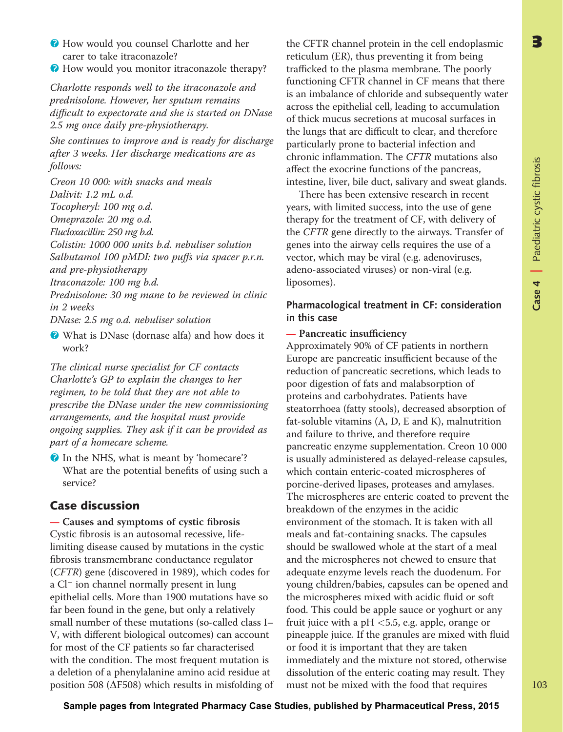- How would you counsel Charlotte and her carer to take itraconazole?
- How would you monitor itraconazole therapy?

*Charlotte responds well to the itraconazole and prednisolone. However, her sputum remains difficult to expectorate and she is started on DNase 2.5 mg once daily pre-physiotherapy.*

*She continues to improve and is ready for discharge after 3 weeks. Her discharge medications are as follows:*

*Creon 10 000: with snacks and meals*
*Dalivit: 1.2 mL o.d.*
*Tocopheryl: 100 mg o.d.*
*Omeprazole: 20 mg o.d.*
*Flucloxacillin: 250 mg b.d.*
*Colistin: 1000 000 units b.d. nebuliser solution*
*Salbutamol 100 pMDI: two puffs via spacer p.r.n. and pre-physiotherapy*
*Itraconazole: 100 mg b.d.*
*Prednisolone: 30 mg mane to be reviewed in clinic in 2 weeks*
*DNase: 2.5 mg o.d. nebuliser solution*

- What is DNase (dornase alfa) and how does it work?

*The clinical nurse specialist for CF contacts Charlotte's GP to explain the changes to her regimen, to be told that they are not able to prescribe the DNase under the new commissioning arrangements, and the hospital must provide ongoing supplies. They ask if it can be provided as part of a homecare scheme.*

- In the NHS, what is meant by 'homecare'? What are the potential benefits of using such a service?

## Case discussion

**— Causes and symptoms of cystic fibrosis**

Cystic fibrosis is an autosomal recessive, life-limiting disease caused by mutations in the cystic fibrosis transmembrane conductance regulator (*CFTR*) gene (discovered in 1989), which codes for a $Cl^-$ ion channel normally present in lung epithelial cells. More than 1900 mutations have so far been found in the gene, but only a relatively small number of these mutations (so-called class I–V, with different biological outcomes) can account for most of the CF patients so far characterised with the condition. The most frequent mutation is a deletion of a phenylalanine amino acid residue at position 508 (ΔF508) which results in misfolding of the CFTR channel protein in the cell endoplasmic reticulum (ER), thus preventing it from being trafficked to the plasma membrane. The poorly functioning CFTR channel in CF means that there is an imbalance of chloride and subsequently water across the epithelial cell, leading to accumulation of thick mucus secretions at mucosal surfaces in the lungs that are difficult to clear, and therefore particularly prone to bacterial infection and chronic inflammation. The *CFTR* mutations also affect the exocrine functions of the pancreas, intestine, liver, bile duct, salivary and sweat glands.

There has been extensive research in recent years, with limited success, into the use of gene therapy for the treatment of CF, with delivery of the *CFTR* gene directly to the airways. Transfer of genes into the airway cells requires the use of a vector, which may be viral (e.g. adenoviruses, adeno-associated viruses) or non-viral (e.g. liposomes).

### Pharmacological treatment in CF: consideration in this case

**— Pancreatic insufficiency**

Approximately 90% of CF patients in northern Europe are pancreatic insufficient because of the reduction of pancreatic secretions, which leads to poor digestion of fats and malabsorption of proteins and carbohydrates. Patients have steatorrhoea (fatty stools), decreased absorption of fat-soluble vitamins (A, D, E and K), malnutrition and failure to thrive, and therefore require pancreatic enzyme supplementation. Creon 10 000 is usually administered as delayed-release capsules, which contain enteric-coated microspheres of porcine-derived lipases, proteases and amylases. The microspheres are enteric coated to prevent the breakdown of the enzymes in the acidic environment of the stomach. It is taken with all meals and fat-containing snacks. The capsules should be swallowed whole at the start of a meal and the microspheres not chewed to ensure that adequate enzyme levels reach the duodenum. For young children/babies, capsules can be opened and the microspheres mixed with acidic fluid or soft food. This could be apple sauce or yoghurt or any fruit juice with a pH <5.5, e.g. apple, orange or pineapple juice. If the granules are mixed with fluid or food it is important that they are taken immediately and the mixture not stored, otherwise dissolution of the enteric coating may result. They must not be mixed with the food that requires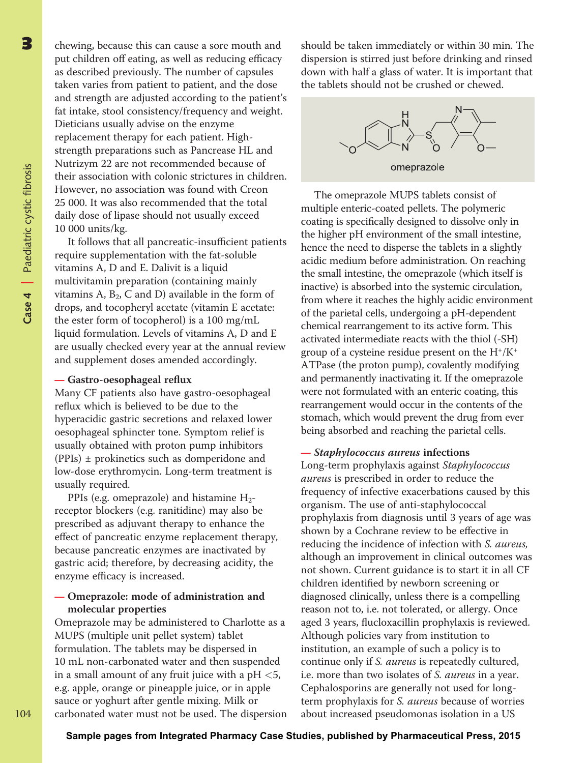chewing, because this can cause a sore mouth and put children off eating, as well as reducing efficacy as described previously. The number of capsules taken varies from patient to patient, and the dose and strength are adjusted according to the patient's fat intake, stool consistency/frequency and weight. Dieticians usually advise on the enzyme replacement therapy for each patient. High-strength preparations such as Pancrease HL and Nutrizym 22 are not recommended because of their association with colonic strictures in children. However, no association was found with Creon 25 000. It was also recommended that the total daily dose of lipase should not usually exceed 10 000 units/kg.

It follows that all pancreatic-insufficient patients require supplementation with the fat-soluble vitamins A, D and E. Dalivit is a liquid multivitamin preparation (containing mainly vitamins A, $B_2$, C and D) available in the form of drops, and tocopheryl acetate (vitamin E acetate: the ester form of tocopherol) is a 100 mg/mL liquid formulation. Levels of vitamins A, D and E are usually checked every year at the annual review and supplement doses amended accordingly.

### — Gastro-oesophageal reflux

Many CF patients also have gastro-oesophageal reflux which is believed to be due to the hyperacidic gastric secretions and relaxed lower oesophageal sphincter tone. Symptom relief is usually obtained with proton pump inhibitors (PPIs) ± prokinetics such as domperidone and low-dose erythromycin. Long-term treatment is usually required.

PPIs (e.g. omeprazole) and histamine $H_2$-receptor blockers (e.g. ranitidine) may also be prescribed as adjuvant therapy to enhance the effect of pancreatic enzyme replacement therapy, because pancreatic enzymes are inactivated by gastric acid; therefore, by decreasing acidity, the enzyme efficacy is increased.

### — Omeprazole: mode of administration and molecular properties

Omeprazole may be administered to Charlotte as a MUPS (multiple unit pellet system) tablet formulation. The tablets may be dispersed in 10 mL non-carbonated water and then suspended in a small amount of any fruit juice with a pH <5, e.g. apple, orange or pineapple juice, or in apple sauce or yoghurt after gentle mixing. Milk or carbonated water must not be used. The dispersion should be taken immediately or within 30 min. The dispersion is stirred just before drinking and rinsed down with half a glass of water. It is important that the tablets should not be crushed or chewed.

omeprazole

The omeprazole MUPS tablets consist of multiple enteric-coated pellets. The polymeric coating is specifically designed to dissolve only in the higher pH environment of the small intestine, hence the need to disperse the tablets in a slightly acidic medium before administration. On reaching the small intestine, the omeprazole (which itself is inactive) is absorbed into the systemic circulation, from where it reaches the highly acidic environment of the parietal cells, undergoing a pH-dependent chemical rearrangement to its active form. This activated intermediate reacts with the thiol (-SH) group of a cysteine residue present on the $H^+/K^+$ ATPase (the proton pump), covalently modifying and permanently inactivating it. If the omeprazole were not formulated with an enteric coating, this rearrangement would occur in the contents of the stomach, which would prevent the drug from ever being absorbed and reaching the parietal cells.

### — *Staphylococcus aureus* infections

Long-term prophylaxis against *Staphylococcus aureus* is prescribed in order to reduce the frequency of infective exacerbations caused by this organism. The use of anti-staphylococcal prophylaxis from diagnosis until 3 years of age was shown by a Cochrane review to be effective in reducing the incidence of infection with *S. aureus*, although an improvement in clinical outcomes was not shown. Current guidance is to start it in all CF children identified by newborn screening or diagnosed clinically, unless there is a compelling reason not to, i.e. not tolerated, or allergy. Once aged 3 years, flucloxacillin prophylaxis is reviewed. Although policies vary from institution to institution, an example of such a policy is to continue only if *S. aureus* is repeatedly cultured, i.e. more than two isolates of *S. aureus* in a year. Cephalosporins are generally not used for long-term prophylaxis for *S. aureus* because of worries about increased pseudomonas isolation in a US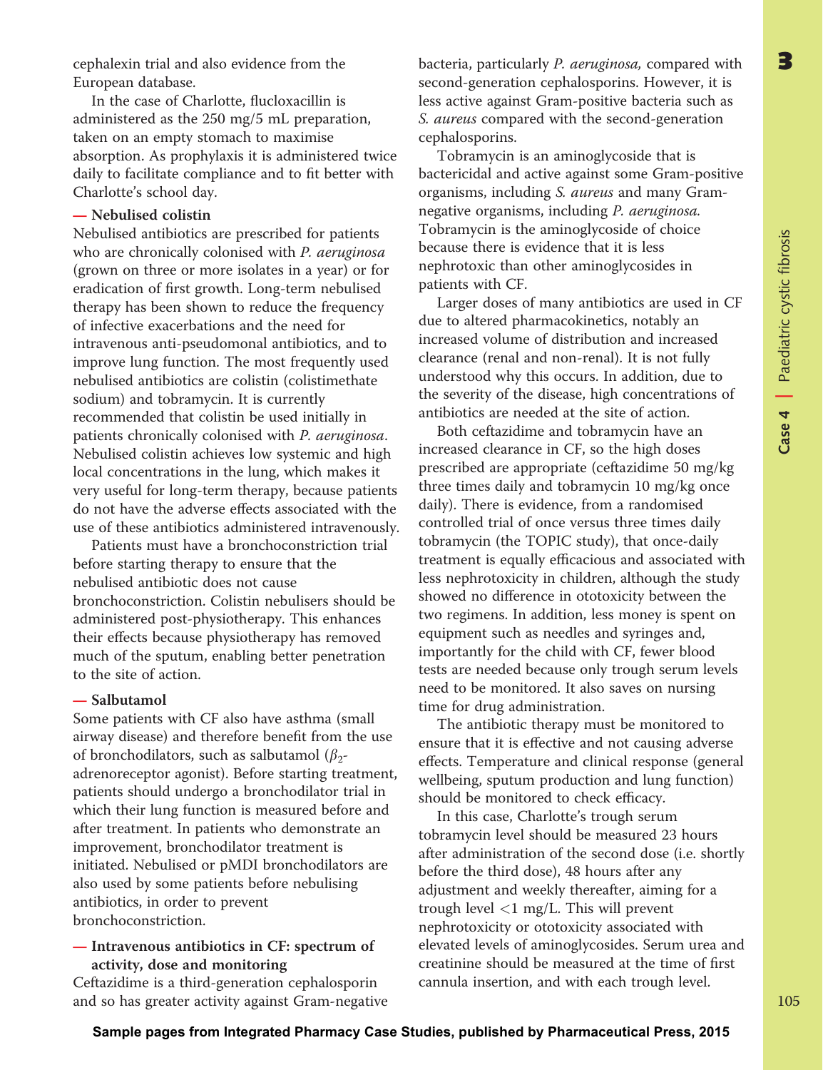cephalexin trial and also evidence from the European database.

In the case of Charlotte, flucloxacillin is administered as the 250 mg/5 mL preparation, taken on an empty stomach to maximise absorption. As prophylaxis it is administered twice daily to facilitate compliance and to fit better with Charlotte's school day.

### — Nebulised colistin

Nebulised antibiotics are prescribed for patients who are chronically colonised with *P. aeruginosa* (grown on three or more isolates in a year) or for eradication of first growth. Long-term nebulised therapy has been shown to reduce the frequency of infective exacerbations and the need for intravenous anti-pseudomonal antibiotics, and to improve lung function. The most frequently used nebulised antibiotics are colistin (colistimethate sodium) and tobramycin. It is currently recommended that colistin be used initially in patients chronically colonised with *P. aeruginosa*. Nebulised colistin achieves low systemic and high local concentrations in the lung, which makes it very useful for long-term therapy, because patients do not have the adverse effects associated with the use of these antibiotics administered intravenously.

Patients must have a bronchoconstriction trial before starting therapy to ensure that the nebulised antibiotic does not cause bronchoconstriction. Colistin nebulisers should be administered post-physiotherapy. This enhances their effects because physiotherapy has removed much of the sputum, enabling better penetration to the site of action.

### — Salbutamol

Some patients with CF also have asthma (small airway disease) and therefore benefit from the use of bronchodilators, such as salbutamol ($\beta_2$-adrenoreceptor agonist). Before starting treatment, patients should undergo a bronchodilator trial in which their lung function is measured before and after treatment. In patients who demonstrate an improvement, bronchodilator treatment is initiated. Nebulised or pMDI bronchodilators are also used by some patients before nebulising antibiotics, in order to prevent bronchoconstriction.

### — Intravenous antibiotics in CF: spectrum of activity, dose and monitoring

Ceftazidime is a third-generation cephalosporin and so has greater activity against Gram-negative bacteria, particularly *P. aeruginosa,* compared with second-generation cephalosporins. However, it is less active against Gram-positive bacteria such as *S. aureus* compared with the second-generation cephalosporins.

Tobramycin is an aminoglycoside that is bactericidal and active against some Gram-positive organisms, including *S. aureus* and many Gram-negative organisms, including *P. aeruginosa.* Tobramycin is the aminoglycoside of choice because there is evidence that it is less nephrotoxic than other aminoglycosides in patients with CF.

Larger doses of many antibiotics are used in CF due to altered pharmacokinetics, notably an increased volume of distribution and increased clearance (renal and non-renal). It is not fully understood why this occurs. In addition, due to the severity of the disease, high concentrations of antibiotics are needed at the site of action.

Both ceftazidime and tobramycin have an increased clearance in CF, so the high doses prescribed are appropriate (ceftazidime 50 mg/kg three times daily and tobramycin 10 mg/kg once daily). There is evidence, from a randomised controlled trial of once versus three times daily tobramycin (the TOPIC study), that once-daily treatment is equally efficacious and associated with less nephrotoxicity in children, although the study showed no difference in ototoxicity between the two regimens. In addition, less money is spent on equipment such as needles and syringes and, importantly for the child with CF, fewer blood tests are needed because only trough serum levels need to be monitored. It also saves on nursing time for drug administration.

The antibiotic therapy must be monitored to ensure that it is effective and not causing adverse effects. Temperature and clinical response (general wellbeing, sputum production and lung function) should be monitored to check efficacy.

In this case, Charlotte's trough serum tobramycin level should be measured 23 hours after administration of the second dose (i.e. shortly before the third dose), 48 hours after any adjustment and weekly thereafter, aiming for a trough level <1 mg/L. This will prevent nephrotoxicity or ototoxicity associated with elevated levels of aminoglycosides. Serum urea and creatinine should be measured at the time of first cannula insertion, and with each trough level.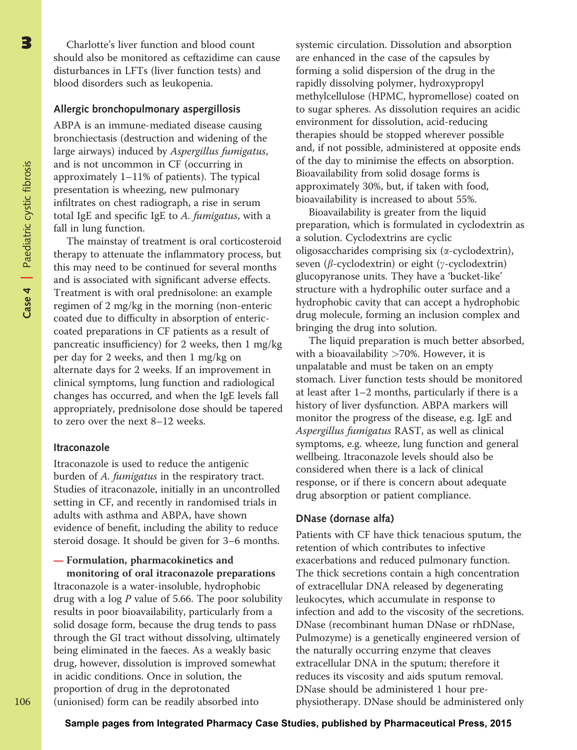Charlotte's liver function and blood count should also be monitored as ceftazidime can cause disturbances in LFTs (liver function tests) and blood disorders such as leukopenia.

### Allergic bronchopulmonary aspergillosis

ABPA is an immune-mediated disease causing bronchiectasis (destruction and widening of the large airways) induced by *Aspergillus fumigatus*, and is not uncommon in CF (occurring in approximately 1–11% of patients). The typical presentation is wheezing, new pulmonary infiltrates on chest radiograph, a rise in serum total IgE and specific IgE to *A. fumigatus*, with a fall in lung function.

The mainstay of treatment is oral corticosteroid therapy to attenuate the inflammatory process, but this may need to be continued for several months and is associated with significant adverse effects. Treatment is with oral prednisolone: an example regimen of 2 mg/kg in the morning (non-enteric coated due to difficulty in absorption of enteric-coated preparations in CF patients as a result of pancreatic insufficiency) for 2 weeks, then 1 mg/kg per day for 2 weeks, and then 1 mg/kg on alternate days for 2 weeks. If an improvement in clinical symptoms, lung function and radiological changes has occurred, and when the IgE levels fall appropriately, prednisolone dose should be tapered to zero over the next 8–12 weeks.

### Itraconazole

Itraconazole is used to reduce the antigenic burden of *A. fumigatus* in the respiratory tract. Studies of itraconazole, initially in an uncontrolled setting in CF, and recently in randomised trials in adults with asthma and ABPA, have shown evidence of benefit, including the ability to reduce steroid dosage. It should be given for 3–6 months.

#### — Formulation, pharmacokinetics and monitoring of oral itraconazole preparations

Itraconazole is a water-insoluble, hydrophobic drug with a log *P* value of 5.66. The poor solubility results in poor bioavailability, particularly from a solid dosage form, because the drug tends to pass through the GI tract without dissolving, ultimately being eliminated in the faeces. As a weakly basic drug, however, dissolution is improved somewhat in acidic conditions. Once in solution, the proportion of drug in the deprotonated (unionised) form can be readily absorbed into systemic circulation. Dissolution and absorption are enhanced in the case of the capsules by forming a solid dispersion of the drug in the rapidly dissolving polymer, hydroxypropyl methylcellulose (HPMC, hypromellose) coated on to sugar spheres. As dissolution requires an acidic environment for dissolution, acid-reducing therapies should be stopped wherever possible and, if not possible, administered at opposite ends of the day to minimise the effects on absorption. Bioavailability from solid dosage forms is approximately 30%, but, if taken with food, bioavailability is increased to about 55%.

Bioavailability is greater from the liquid preparation, which is formulated in cyclodextrin as a solution. Cyclodextrins are cyclic oligosaccharides comprising six ($\alpha$-cyclodextrin), seven ($\beta$-cyclodextrin) or eight ($\gamma$-cyclodextrin) glucopyranose units. They have a 'bucket-like' structure with a hydrophilic outer surface and a hydrophobic cavity that can accept a hydrophobic drug molecule, forming an inclusion complex and bringing the drug into solution.

The liquid preparation is much better absorbed, with a bioavailability >70%. However, it is unpalatable and must be taken on an empty stomach. Liver function tests should be monitored at least after 1–2 months, particularly if there is a history of liver dysfunction. ABPA markers will monitor the progress of the disease, e.g. IgE and *Aspergillus fumigatus* RAST, as well as clinical symptoms, e.g. wheeze, lung function and general wellbeing. Itraconazole levels should also be considered when there is a lack of clinical response, or if there is concern about adequate drug absorption or patient compliance.

### DNase (dornase alfa)

Patients with CF have thick tenacious sputum, the retention of which contributes to infective exacerbations and reduced pulmonary function. The thick secretions contain a high concentration of extracellular DNA released by degenerating leukocytes, which accumulate in response to infection and add to the viscosity of the secretions. DNase (recombinant human DNase or rhDNase, Pulmozyme) is a genetically engineered version of the naturally occurring enzyme that cleaves extracellular DNA in the sputum; therefore it reduces its viscosity and aids sputum removal. DNase should be administered 1 hour pre-physiotherapy. DNase should be administered only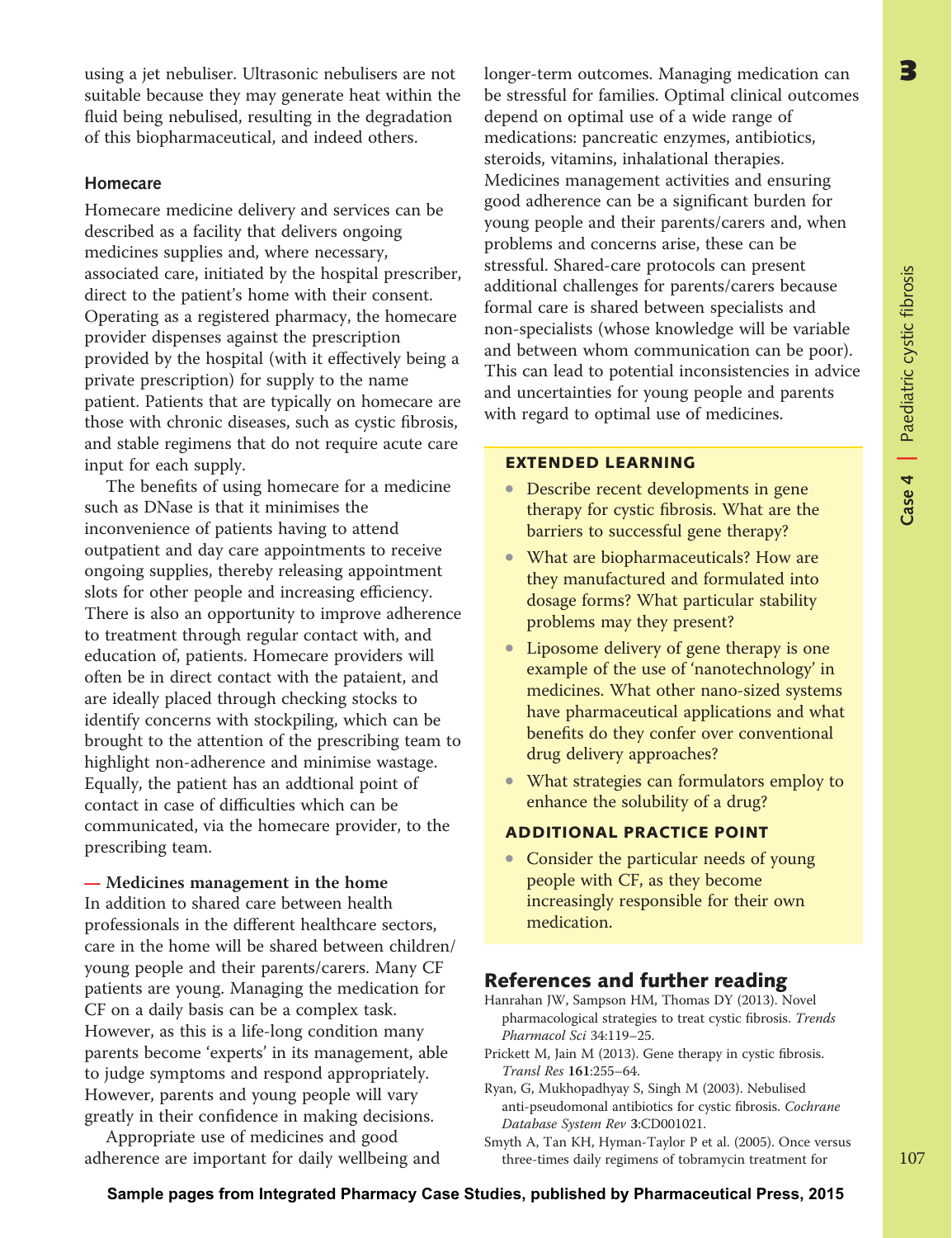using a jet nebuliser. Ultrasonic nebulisers are not suitable because they may generate heat within the fluid being nebulised, resulting in the degradation of this biopharmaceutical, and indeed others.

### Homecare

Homecare medicine delivery and services can be described as a facility that delivers ongoing medicines supplies and, where necessary, associated care, initiated by the hospital prescriber, direct to the patient's home with their consent. Operating as a registered pharmacy, the homecare provider dispenses against the prescription provided by the hospital (with it effectively being a private prescription) for supply to the name patient. Patients that are typically on homecare are those with chronic diseases, such as cystic fibrosis, and stable regimens that do not require acute care input for each supply.

The benefits of using homecare for a medicine such as DNase is that it minimises the inconvenience of patients having to attend outpatient and day care appointments to receive ongoing supplies, thereby releasing appointment slots for other people and increasing efficiency. There is also an opportunity to improve adherence to treatment through regular contact with, and education of, patients. Homecare providers will often be in direct contact with the pataient, and are ideally placed through checking stocks to identify concerns with stockpiling, which can be brought to the attention of the prescribing team to highlight non-adherence and minimise wastage. Equally, the patient has an addtional point of contact in case of difficulties which can be communicated, via the homecare provider, to the prescribing team.

**— Medicines management in the home**

In addition to shared care between health professionals in the different healthcare sectors, care in the home will be shared between children/young people and their parents/carers. Many CF patients are young. Managing the medication for CF on a daily basis can be a complex task. However, as this is a life-long condition many parents become 'experts' in its management, able to judge symptoms and respond appropriately. However, parents and young people will vary greatly in their confidence in making decisions.

Appropriate use of medicines and good adherence are important for daily wellbeing and longer-term outcomes. Managing medication can be stressful for families. Optimal clinical outcomes depend on optimal use of a wide range of medications: pancreatic enzymes, antibiotics, steroids, vitamins, inhalational therapies. Medicines management activities and ensuring good adherence can be a significant burden for young people and their parents/carers and, when problems and concerns arise, these can be stressful. Shared-care protocols can present additional challenges for parents/carers because formal care is shared between specialists and non-specialists (whose knowledge will be variable and between whom communication can be poor). This can lead to potential inconsistencies in advice and uncertainties for young people and parents with regard to optimal use of medicines.

### EXTENDED LEARNING

- Describe recent developments in gene therapy for cystic fibrosis. What are the barriers to successful gene therapy?
- What are biopharmaceuticals? How are they manufactured and formulated into dosage forms? What particular stability problems may they present?
- Liposome delivery of gene therapy is one example of the use of 'nanotechnology' in medicines. What other nano-sized systems have pharmaceutical applications and what benefits do they confer over conventional drug delivery approaches?
- What strategies can formulators employ to enhance the solubility of a drug?

### ADDITIONAL PRACTICE POINT

- Consider the particular needs of young people with CF, as they become increasingly responsible for their own medication.

## References and further reading

Hanrahan JW, Sampson HM, Thomas DY (2013). Novel pharmacological strategies to treat cystic fibrosis. *Trends Pharmacol Sci* 34:119–25.

Prickett M, Jain M (2013). Gene therapy in cystic fibrosis. *Transl Res* **161**:255–64.

Ryan, G, Mukhopadhyay S, Singh M (2003). Nebulised anti-pseudomonal antibiotics for cystic fibrosis. *Cochrane Database System Rev* **3**:CD001021.

Smyth A, Tan KH, Hyman-Taylor P et al. (2005). Once versus three-times daily regimens of tobramycin treatment for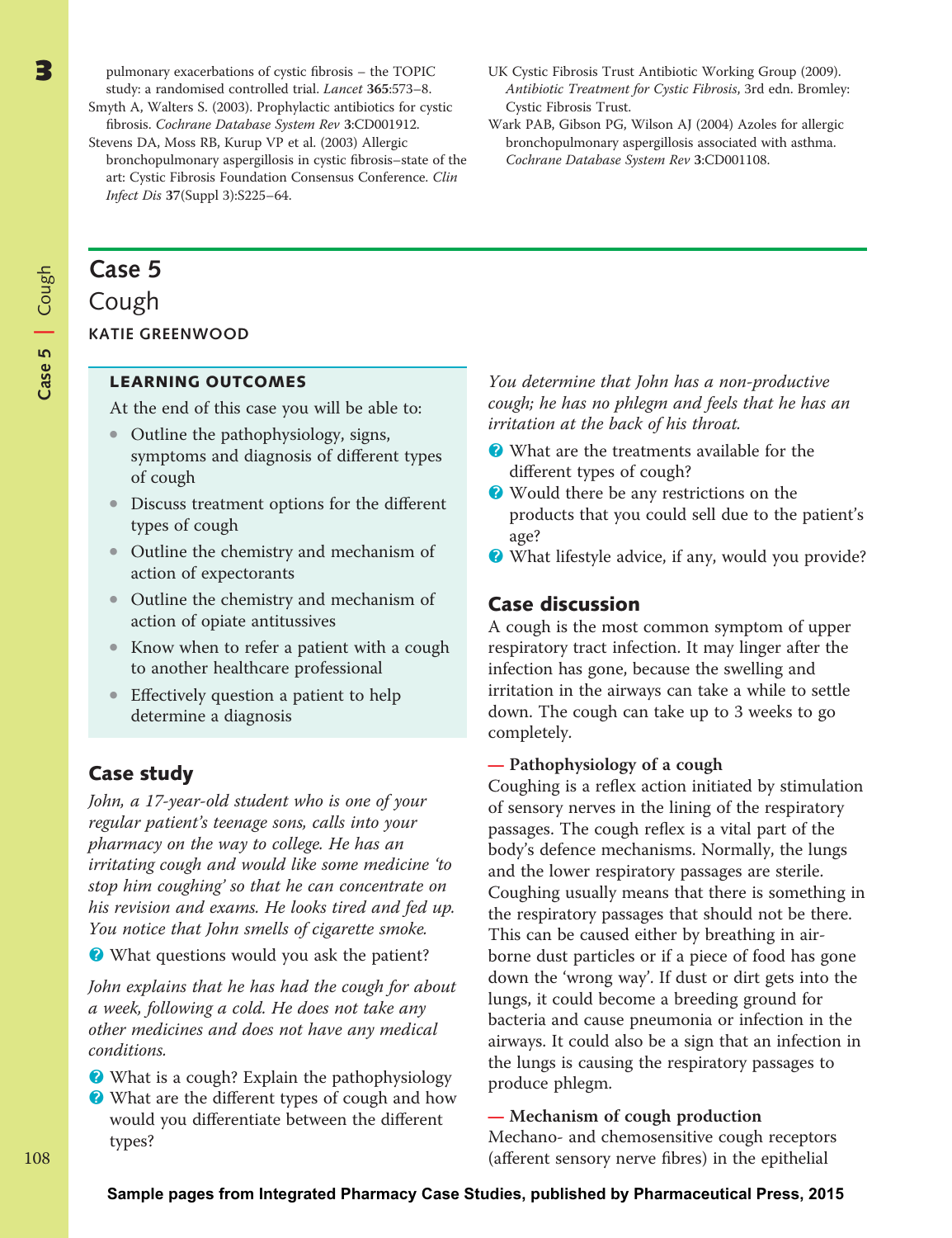pulmonary exacerbations of cystic fibrosis – the TOPIC study: a randomised controlled trial. *Lancet* **365**:573–8.

Smyth A, Walters S. (2003). Prophylactic antibiotics for cystic fibrosis. *Cochrane Database System Rev* **3**:CD001912.

Stevens DA, Moss RB, Kurup VP et al. (2003) Allergic bronchopulmonary aspergillosis in cystic fibrosis–state of the art: Cystic Fibrosis Foundation Consensus Conference. *Clin Infect Dis* **37**(Suppl 3):S225–64.

UK Cystic Fibrosis Trust Antibiotic Working Group (2009). *Antibiotic Treatment for Cystic Fibrosis*, 3rd edn. Bromley: Cystic Fibrosis Trust.

Wark PAB, Gibson PG, Wilson AJ (2004) Azoles for allergic bronchopulmonary aspergillosis associated with asthma. *Cochrane Database System Rev* **3**:CD001108.

# Case 5
## Cough
**KATIE GREENWOOD**

### LEARNING OUTCOMES

At the end of this case you will be able to:

- Outline the pathophysiology, signs, symptoms and diagnosis of different types of cough
- Discuss treatment options for the different types of cough
- Outline the chemistry and mechanism of action of expectorants
- Outline the chemistry and mechanism of action of opiate antitussives
- Know when to refer a patient with a cough to another healthcare professional
- Effectively question a patient to help determine a diagnosis

## Case study

*John, a 17-year-old student who is one of your regular patient's teenage sons, calls into your pharmacy on the way to college. He has an irritating cough and would like some medicine 'to stop him coughing' so that he can concentrate on his revision and exams. He looks tired and fed up. You notice that John smells of cigarette smoke.*

- What questions would you ask the patient?

*John explains that he has had the cough for about a week, following a cold. He does not take any other medicines and does not have any medical conditions.*

- What is a cough? Explain the pathophysiology
- What are the different types of cough and how would you differentiate between the different types?

*You determine that John has a non-productive cough; he has no phlegm and feels that he has an irritation at the back of his throat.*

- What are the treatments available for the different types of cough?
- Would there be any restrictions on the products that you could sell due to the patient's age?
- What lifestyle advice, if any, would you provide?

## Case discussion

A cough is the most common symptom of upper respiratory tract infection. It may linger after the infection has gone, because the swelling and irritation in the airways can take a while to settle down. The cough can take up to 3 weeks to go completely.

**— Pathophysiology of a cough**

Coughing is a reflex action initiated by stimulation of sensory nerves in the lining of the respiratory passages. The cough reflex is a vital part of the body's defence mechanisms. Normally, the lungs and the lower respiratory passages are sterile. Coughing usually means that there is something in the respiratory passages that should not be there. This can be caused either by breathing in air-borne dust particles or if a piece of food has gone down the 'wrong way'. If dust or dirt gets into the lungs, it could become a breeding ground for bacteria and cause pneumonia or infection in the airways. It could also be a sign that an infection in the lungs is causing the respiratory passages to produce phlegm.

**— Mechanism of cough production**

Mechano- and chemosensitive cough receptors (afferent sensory nerve fibres) in the epithelial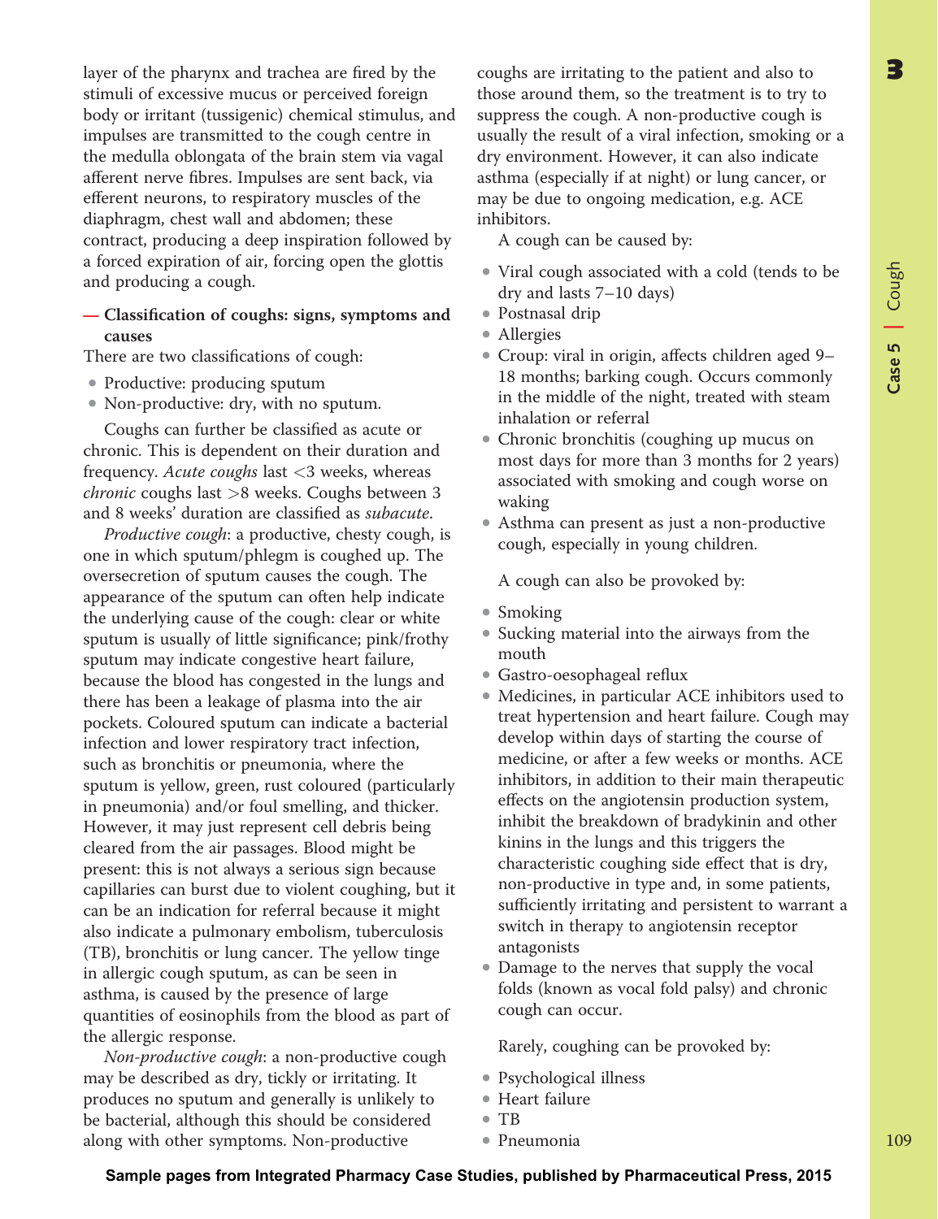layer of the pharynx and trachea are fired by the stimuli of excessive mucus or perceived foreign body or irritant (tussigenic) chemical stimulus, and impulses are transmitted to the cough centre in the medulla oblongata of the brain stem via vagal afferent nerve fibres. Impulses are sent back, via efferent neurons, to respiratory muscles of the diaphragm, chest wall and abdomen; these contract, producing a deep inspiration followed by a forced expiration of air, forcing open the glottis and producing a cough.

## — Classification of coughs: signs, symptoms and causes

There are two classifications of cough:

- Productive: producing sputum
- Non-productive: dry, with no sputum.

Coughs can further be classified as acute or chronic. This is dependent on their duration and frequency. *Acute coughs* last <3 weeks, whereas *chronic* coughs last >8 weeks. Coughs between 3 and 8 weeks' duration are classified as *subacute*.

*Productive cough*: a productive, chesty cough, is one in which sputum/phlegm is coughed up. The oversecretion of sputum causes the cough. The appearance of the sputum can often help indicate the underlying cause of the cough: clear or white sputum is usually of little significance; pink/frothy sputum may indicate congestive heart failure, because the blood has congested in the lungs and there has been a leakage of plasma into the air pockets. Coloured sputum can indicate a bacterial infection and lower respiratory tract infection, such as bronchitis or pneumonia, where the sputum is yellow, green, rust coloured (particularly in pneumonia) and/or foul smelling, and thicker. However, it may just represent cell debris being cleared from the air passages. Blood might be present: this is not always a serious sign because capillaries can burst due to violent coughing, but it can be an indication for referral because it might also indicate a pulmonary embolism, tuberculosis (TB), bronchitis or lung cancer. The yellow tinge in allergic cough sputum, as can be seen in asthma, is caused by the presence of large quantities of eosinophils from the blood as part of the allergic response.

*Non-productive cough*: a non-productive cough may be described as dry, tickly or irritating. It produces no sputum and generally is unlikely to be bacterial, although this should be considered along with other symptoms. Non-productive coughs are irritating to the patient and also to those around them, so the treatment is to try to suppress the cough. A non-productive cough is usually the result of a viral infection, smoking or a dry environment. However, it can also indicate asthma (especially if at night) or lung cancer, or may be due to ongoing medication, e.g. ACE inhibitors.

A cough can be caused by:

- Viral cough associated with a cold (tends to be dry and lasts 7–10 days)
- Postnasal drip
- Allergies
- Croup: viral in origin, affects children aged 9–18 months; barking cough. Occurs commonly in the middle of the night, treated with steam inhalation or referral
- Chronic bronchitis (coughing up mucus on most days for more than 3 months for 2 years) associated with smoking and cough worse on waking
- Asthma can present as just a non-productive cough, especially in young children.

A cough can also be provoked by:

- Smoking
- Sucking material into the airways from the mouth
- Gastro-oesophageal reflux
- Medicines, in particular ACE inhibitors used to treat hypertension and heart failure. Cough may develop within days of starting the course of medicine, or after a few weeks or months. ACE inhibitors, in addition to their main therapeutic effects on the angiotensin production system, inhibit the breakdown of bradykinin and other kinins in the lungs and this triggers the characteristic coughing side effect that is dry, non-productive in type and, in some patients, sufficiently irritating and persistent to warrant a switch in therapy to angiotensin receptor antagonists
- Damage to the nerves that supply the vocal folds (known as vocal fold palsy) and chronic cough can occur.

Rarely, coughing can be provoked by:

- Psychological illness
- Heart failure
- TB
- Pneumonia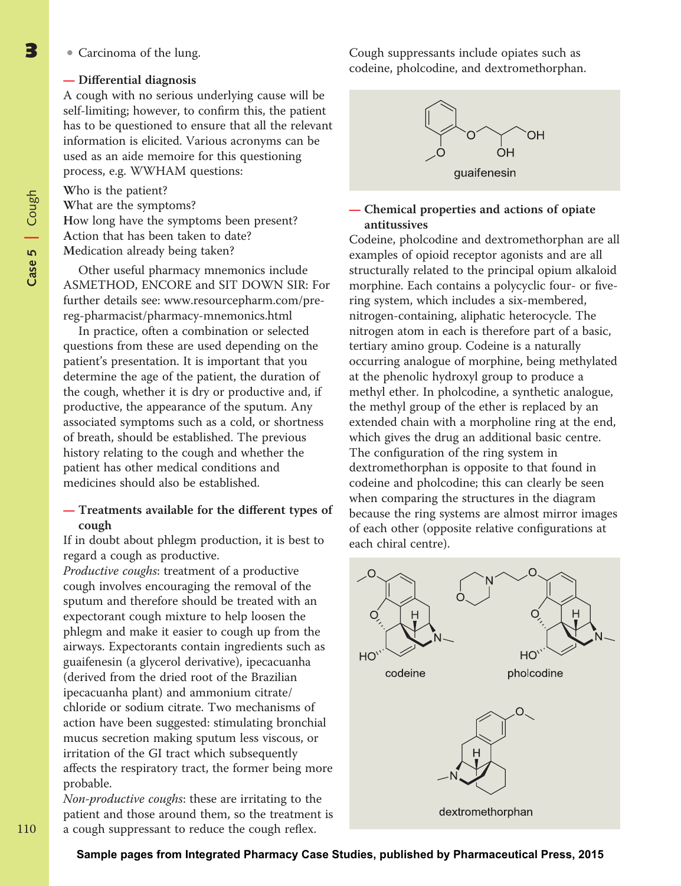- Carcinoma of the lung.

## Differential diagnosis

A cough with no serious underlying cause will be self-limiting; however, to confirm this, the patient has to be questioned to ensure that all the relevant information is elicited. Various acronyms can be used as an aide memoire for this questioning process, e.g. WWHAM questions:

Who is the patient?
What are the symptoms?
How long have the symptoms been present?
Action that has been taken to date?
Medication already being taken?

Other useful pharmacy mnemonics include ASMETHOD, ENCORE and SIT DOWN SIR: For further details see: www.resourcepharm.com/pre-reg-pharmacist/pharmacy-mnemonics.html

In practice, often a combination or selected questions from these are used depending on the patient's presentation. It is important that you determine the age of the patient, the duration of the cough, whether it is dry or productive and, if productive, the appearance of the sputum. Any associated symptoms such as a cold, or shortness of breath, should be established. The previous history relating to the cough and whether the patient has other medical conditions and medicines should also be established.

## Treatments available for the different types of cough

If in doubt about phlegm production, it is best to regard a cough as productive.

*Productive coughs*: treatment of a productive cough involves encouraging the removal of the sputum and therefore should be treated with an expectorant cough mixture to help loosen the phlegm and make it easier to cough up from the airways. Expectorants contain ingredients such as guaifenesin (a glycerol derivative), ipecacuanha (derived from the dried root of the Brazilian ipecacuanha plant) and ammonium citrate/chloride or sodium citrate. Two mechanisms of action have been suggested: stimulating bronchial mucus secretion making sputum less viscous, or irritation of the GI tract which subsequently affects the respiratory tract, the former being more probable.

*Non-productive coughs*: these are irritating to the patient and those around them, so the treatment is a cough suppressant to reduce the cough reflex. Cough suppressants include opiates such as codeine, pholcodine, and dextromethorphan.

guaifenesin

## Chemical properties and actions of opiate antitussives

Codeine, pholcodine and dextromethorphan are all examples of opioid receptor agonists and are all structurally related to the principal opium alkaloid morphine. Each contains a polycyclic four- or five-ring system, which includes a six-membered, nitrogen-containing, aliphatic heterocycle. The nitrogen atom in each is therefore part of a basic, tertiary amino group. Codeine is a naturally occurring analogue of morphine, being methylated at the phenolic hydroxyl group to produce a methyl ether. In pholcodine, a synthetic analogue, the methyl group of the ether is replaced by an extended chain with a morpholine ring at the end, which gives the drug an additional basic centre. The configuration of the ring system in dextromethorphan is opposite to that found in codeine and pholcodine; this can clearly be seen when comparing the structures in the diagram because the ring systems are almost mirror images of each other (opposite relative configurations at each chiral centre).

codeine

pholcodine

dextromethorphan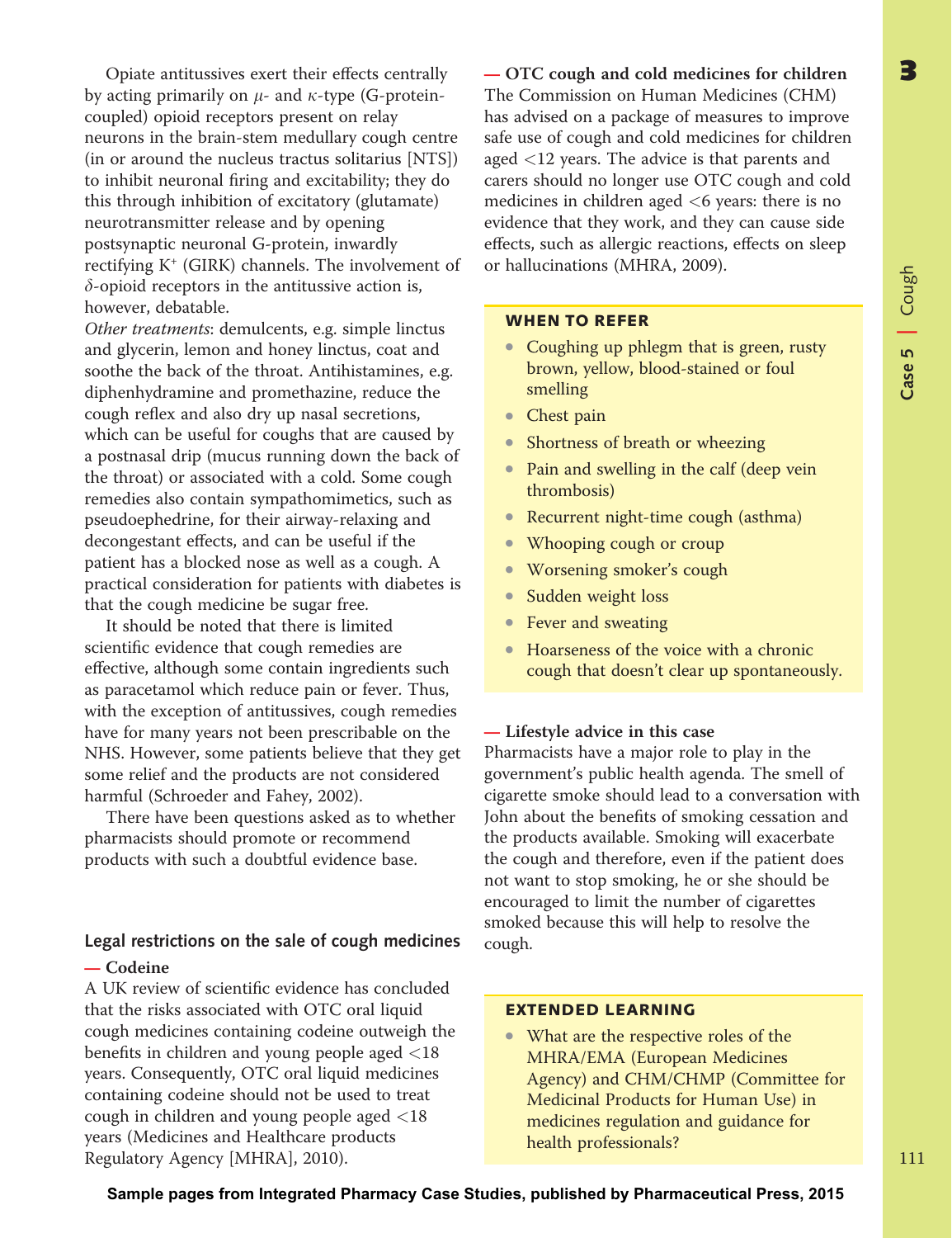Opiate antitussives exert their effects centrally by acting primarily on $\mu$- and $\kappa$-type (G-protein-coupled) opioid receptors present on relay neurons in the brain-stem medullary cough centre (in or around the nucleus tractus solitarius [NTS]) to inhibit neuronal firing and excitability; they do this through inhibition of excitatory (glutamate) neurotransmitter release and by opening postsynaptic neuronal G-protein, inwardly rectifying $K^+$ (GIRK) channels. The involvement of $\delta$-opioid receptors in the antitussive action is, however, debatable.

*Other treatments*: demulcents, e.g. simple linctus and glycerin, lemon and honey linctus, coat and soothe the back of the throat. Antihistamines, e.g. diphenhydramine and promethazine, reduce the cough reflex and also dry up nasal secretions, which can be useful for coughs that are caused by a postnasal drip (mucus running down the back of the throat) or associated with a cold. Some cough remedies also contain sympathomimetics, such as pseudoephedrine, for their airway-relaxing and decongestant effects, and can be useful if the patient has a blocked nose as well as a cough. A practical consideration for patients with diabetes is that the cough medicine be sugar free.

It should be noted that there is limited scientific evidence that cough remedies are effective, although some contain ingredients such as paracetamol which reduce pain or fever. Thus, with the exception of antitussives, cough remedies have for many years not been prescribable on the NHS. However, some patients believe that they get some relief and the products are not considered harmful (Schroeder and Fahey, 2002).

There have been questions asked as to whether pharmacists should promote or recommend products with such a doubtful evidence base.

## Legal restrictions on the sale of cough medicines

**— Codeine**

A UK review of scientific evidence has concluded that the risks associated with OTC oral liquid cough medicines containing codeine outweigh the benefits in children and young people aged <18 years. Consequently, OTC oral liquid medicines containing codeine should not be used to treat cough in children and young people aged <18 years (Medicines and Healthcare products Regulatory Agency [MHRA], 2010).

**— OTC cough and cold medicines for children**

The Commission on Human Medicines (CHM) has advised on a package of measures to improve safe use of cough and cold medicines for children aged <12 years. The advice is that parents and carers should no longer use OTC cough and cold medicines in children aged <6 years: there is no evidence that they work, and they can cause side effects, such as allergic reactions, effects on sleep or hallucinations (MHRA, 2009).

### WHEN TO REFER

- Coughing up phlegm that is green, rusty brown, yellow, blood-stained or foul smelling
- Chest pain
- Shortness of breath or wheezing
- Pain and swelling in the calf (deep vein thrombosis)
- Recurrent night-time cough (asthma)
- Whooping cough or croup
- Worsening smoker's cough
- Sudden weight loss
- Fever and sweating
- Hoarseness of the voice with a chronic cough that doesn't clear up spontaneously.

**— Lifestyle advice in this case**

Pharmacists have a major role to play in the government's public health agenda. The smell of cigarette smoke should lead to a conversation with John about the benefits of smoking cessation and the products available. Smoking will exacerbate the cough and therefore, even if the patient does not want to stop smoking, he or she should be encouraged to limit the number of cigarettes smoked because this will help to resolve the cough.

### EXTENDED LEARNING

- What are the respective roles of the MHRA/EMA (European Medicines Agency) and CHM/CHMP (Committee for Medicinal Products for Human Use) in medicines regulation and guidance for health professionals?

Sample pages from Integrated Pharmacy Case Studies, published by Pharmaceutical Press, 2015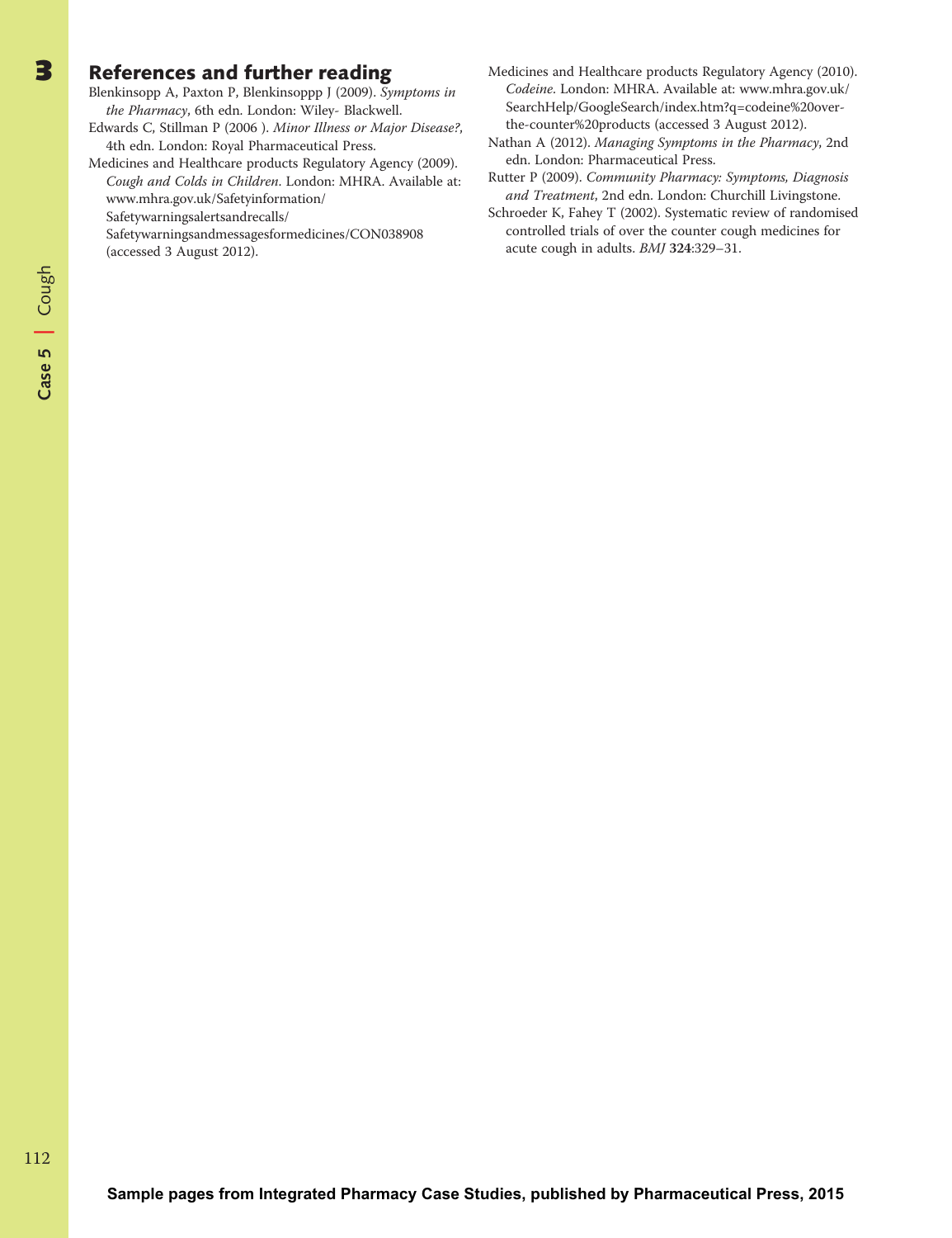## References and further reading

Blenkinsopp A, Paxton P, Blenkinsoppp J (2009). *Symptoms in the Pharmacy*, 6th edn. London: Wiley- Blackwell.

Edwards C, Stillman P (2006 ). *Minor Illness or Major Disease?*, 4th edn. London: Royal Pharmaceutical Press.

Medicines and Healthcare products Regulatory Agency (2009). *Cough and Colds in Children*. London: MHRA. Available at: www.mhra.gov.uk/Safetyinformation/Safetywarningsalertsandrecalls/Safetywarningsandmessagesformedicines/CON038908 (accessed 3 August 2012).

Medicines and Healthcare products Regulatory Agency (2010). *Codeine*. London: MHRA. Available at: www.mhra.gov.uk/SearchHelp/GoogleSearch/index.htm?q=codeine%20over-the-counter%20products (accessed 3 August 2012).

Nathan A (2012). *Managing Symptoms in the Pharmacy*, 2nd edn. London: Pharmaceutical Press.

Rutter P (2009). *Community Pharmacy: Symptoms, Diagnosis and Treatment*, 2nd edn. London: Churchill Livingstone.

Schroeder K, Fahey T (2002). Systematic review of randomised controlled trials of over the counter cough medicines for acute cough in adults. *BMJ* **324**:329–31.